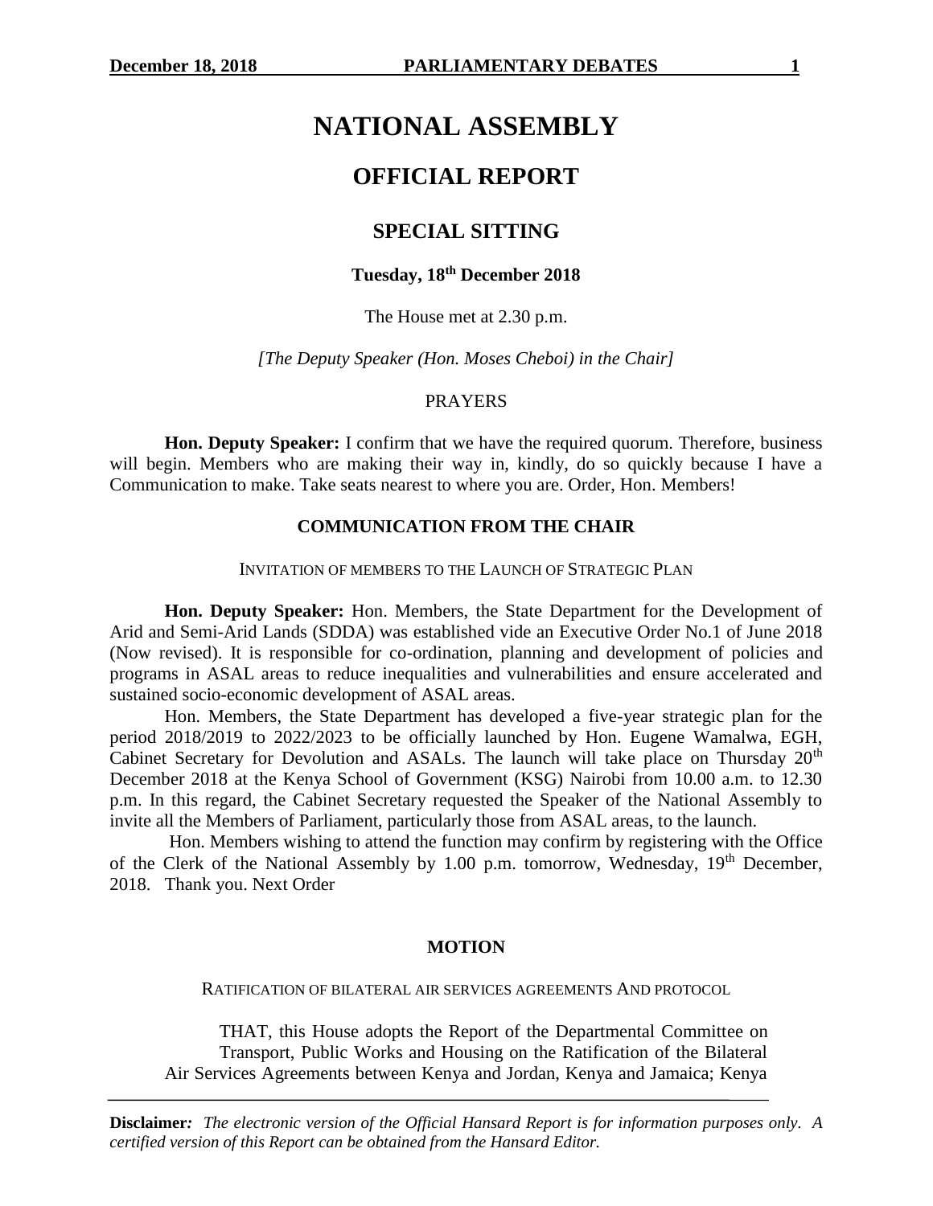# NATIONAL ASSEMBLY

## OFFICIAL REPORT

## SPECIAL SITTING

### Tuesday, 18th December 2018

The House met at 2.30 p.m.

*[The Deputy Speaker (Hon. Moses Cheboi) in the Chair]*

PRAYERS

**Hon. Deputy Speaker:** I confirm that we have the required quorum. Therefore, business will begin. Members who are making their way in, kindly, do so quickly because I have a Communication to make. Take seats nearest to where you are. Order, Hon. Members!

### COMMUNICATION FROM THE CHAIR

INVITATION OF MEMBERS TO THE LAUNCH OF STRATEGIC PLAN

**Hon. Deputy Speaker:** Hon. Members, the State Department for the Development of Arid and Semi-Arid Lands (SDDA) was established vide an Executive Order No.1 of June 2018 (Now revised). It is responsible for co-ordination, planning and development of policies and programs in ASAL areas to reduce inequalities and vulnerabilities and ensure accelerated and sustained socio-economic development of ASAL areas.

Hon. Members, the State Department has developed a five-year strategic plan for the period 2018/2019 to 2022/2023 to be officially launched by Hon. Eugene Wamalwa, EGH, Cabinet Secretary for Devolution and ASALs. The launch will take place on Thursday 20th December 2018 at the Kenya School of Government (KSG) Nairobi from 10.00 a.m. to 12.30 p.m. In this regard, the Cabinet Secretary requested the Speaker of the National Assembly to invite all the Members of Parliament, particularly those from ASAL areas, to the launch.

Hon. Members wishing to attend the function may confirm by registering with the Office of the Clerk of the National Assembly by 1.00 p.m. tomorrow, Wednesday, 19th December, 2018. Thank you. Next Order

### MOTION

RATIFICATION OF BILATERAL AIR SERVICES AGREEMENTS AND PROTOCOL

> THAT, this House adopts the Report of the Departmental Committee on Transport, Public Works and Housing on the Ratification of the Bilateral Air Services Agreements between Kenya and Jordan, Kenya and Jamaica; Kenya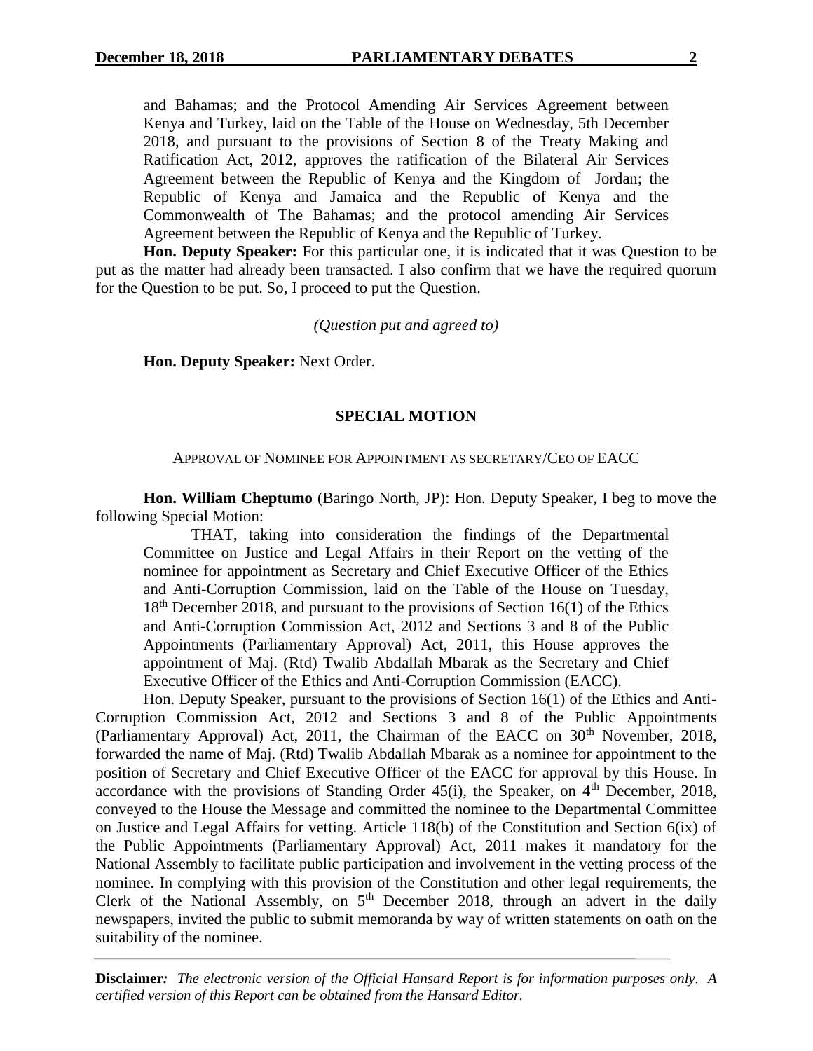and Bahamas; and the Protocol Amending Air Services Agreement between Kenya and Turkey, laid on the Table of the House on Wednesday, 5th December 2018, and pursuant to the provisions of Section 8 of the Treaty Making and Ratification Act, 2012, approves the ratification of the Bilateral Air Services Agreement between the Republic of Kenya and the Kingdom of Jordan; the Republic of Kenya and Jamaica and the Republic of Kenya and the Commonwealth of The Bahamas; and the protocol amending Air Services Agreement between the Republic of Kenya and the Republic of Turkey.

**Hon. Deputy Speaker:** For this particular one, it is indicated that it was Question to be put as the matter had already been transacted. I also confirm that we have the required quorum for the Question to be put. So, I proceed to put the Question.

*(Question put and agreed to)*

**Hon. Deputy Speaker:** Next Order.

## SPECIAL MOTION

### APPROVAL OF NOMINEE FOR APPOINTMENT AS SECRETARY/CEO OF EACC

**Hon. William Cheptumo** (Baringo North, JP): Hon. Deputy Speaker, I beg to move the following Special Motion:

> THAT, taking into consideration the findings of the Departmental Committee on Justice and Legal Affairs in their Report on the vetting of the nominee for appointment as Secretary and Chief Executive Officer of the Ethics and Anti-Corruption Commission, laid on the Table of the House on Tuesday, 18th December 2018, and pursuant to the provisions of Section 16(1) of the Ethics and Anti-Corruption Commission Act, 2012 and Sections 3 and 8 of the Public Appointments (Parliamentary Approval) Act, 2011, this House approves the appointment of Maj. (Rtd) Twalib Abdallah Mbarak as the Secretary and Chief Executive Officer of the Ethics and Anti-Corruption Commission (EACC).

Hon. Deputy Speaker, pursuant to the provisions of Section 16(1) of the Ethics and Anti-Corruption Commission Act, 2012 and Sections 3 and 8 of the Public Appointments (Parliamentary Approval) Act, 2011, the Chairman of the EACC on 30th November, 2018, forwarded the name of Maj. (Rtd) Twalib Abdallah Mbarak as a nominee for appointment to the position of Secretary and Chief Executive Officer of the EACC for approval by this House. In accordance with the provisions of Standing Order 45(i), the Speaker, on 4th December, 2018, conveyed to the House the Message and committed the nominee to the Departmental Committee on Justice and Legal Affairs for vetting. Article 118(b) of the Constitution and Section 6(ix) of the Public Appointments (Parliamentary Approval) Act, 2011 makes it mandatory for the National Assembly to facilitate public participation and involvement in the vetting process of the nominee. In complying with this provision of the Constitution and other legal requirements, the Clerk of the National Assembly, on 5th December 2018, through an advert in the daily newspapers, invited the public to submit memoranda by way of written statements on oath on the suitability of the nominee.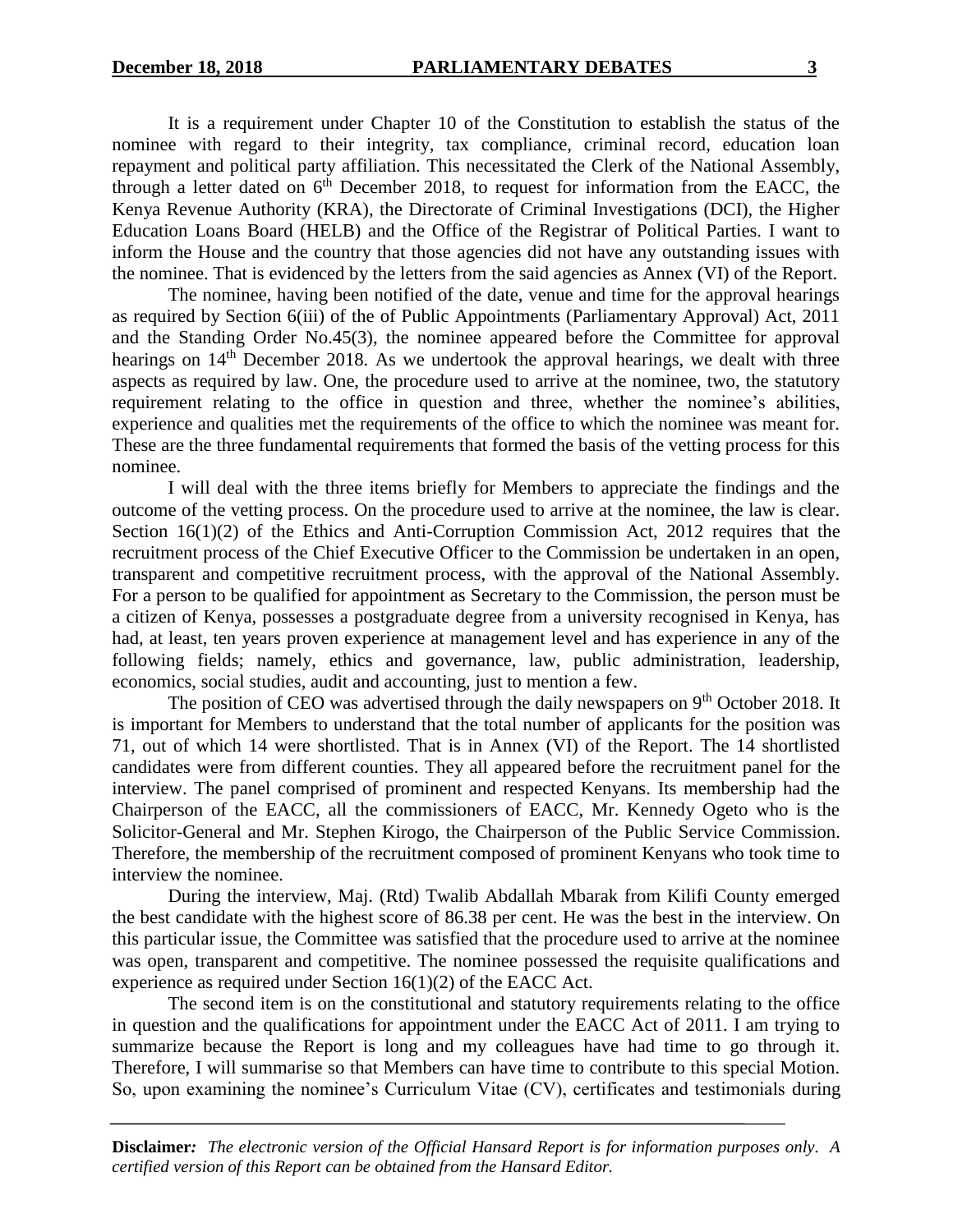It is a requirement under Chapter 10 of the Constitution to establish the status of the nominee with regard to their integrity, tax compliance, criminal record, education loan repayment and political party affiliation. This necessitated the Clerk of the National Assembly, through a letter dated on 6th December 2018, to request for information from the EACC, the Kenya Revenue Authority (KRA), the Directorate of Criminal Investigations (DCI), the Higher Education Loans Board (HELB) and the Office of the Registrar of Political Parties. I want to inform the House and the country that those agencies did not have any outstanding issues with the nominee. That is evidenced by the letters from the said agencies as Annex (VI) of the Report.

The nominee, having been notified of the date, venue and time for the approval hearings as required by Section 6(iii) of the of Public Appointments (Parliamentary Approval) Act, 2011 and the Standing Order No.45(3), the nominee appeared before the Committee for approval hearings on 14th December 2018. As we undertook the approval hearings, we dealt with three aspects as required by law. One, the procedure used to arrive at the nominee, two, the statutory requirement relating to the office in question and three, whether the nominee's abilities, experience and qualities met the requirements of the office to which the nominee was meant for. These are the three fundamental requirements that formed the basis of the vetting process for this nominee.

I will deal with the three items briefly for Members to appreciate the findings and the outcome of the vetting process. On the procedure used to arrive at the nominee, the law is clear. Section 16(1)(2) of the Ethics and Anti-Corruption Commission Act, 2012 requires that the recruitment process of the Chief Executive Officer to the Commission be undertaken in an open, transparent and competitive recruitment process, with the approval of the National Assembly. For a person to be qualified for appointment as Secretary to the Commission, the person must be a citizen of Kenya, possesses a postgraduate degree from a university recognised in Kenya, has had, at least, ten years proven experience at management level and has experience in any of the following fields; namely, ethics and governance, law, public administration, leadership, economics, social studies, audit and accounting, just to mention a few.

The position of CEO was advertised through the daily newspapers on 9th October 2018. It is important for Members to understand that the total number of applicants for the position was 71, out of which 14 were shortlisted. That is in Annex (VI) of the Report. The 14 shortlisted candidates were from different counties. They all appeared before the recruitment panel for the interview. The panel comprised of prominent and respected Kenyans. Its membership had the Chairperson of the EACC, all the commissioners of EACC, Mr. Kennedy Ogeto who is the Solicitor-General and Mr. Stephen Kirogo, the Chairperson of the Public Service Commission. Therefore, the membership of the recruitment composed of prominent Kenyans who took time to interview the nominee.

During the interview, Maj. (Rtd) Twalib Abdallah Mbarak from Kilifi County emerged the best candidate with the highest score of 86.38 per cent. He was the best in the interview. On this particular issue, the Committee was satisfied that the procedure used to arrive at the nominee was open, transparent and competitive. The nominee possessed the requisite qualifications and experience as required under Section 16(1)(2) of the EACC Act.

The second item is on the constitutional and statutory requirements relating to the office in question and the qualifications for appointment under the EACC Act of 2011. I am trying to summarize because the Report is long and my colleagues have had time to go through it. Therefore, I will summarise so that Members can have time to contribute to this special Motion. So, upon examining the nominee's Curriculum Vitae (CV), certificates and testimonials during

**Disclaimer:** *The electronic version of the Official Hansard Report is for information purposes only. A certified version of this Report can be obtained from the Hansard Editor.*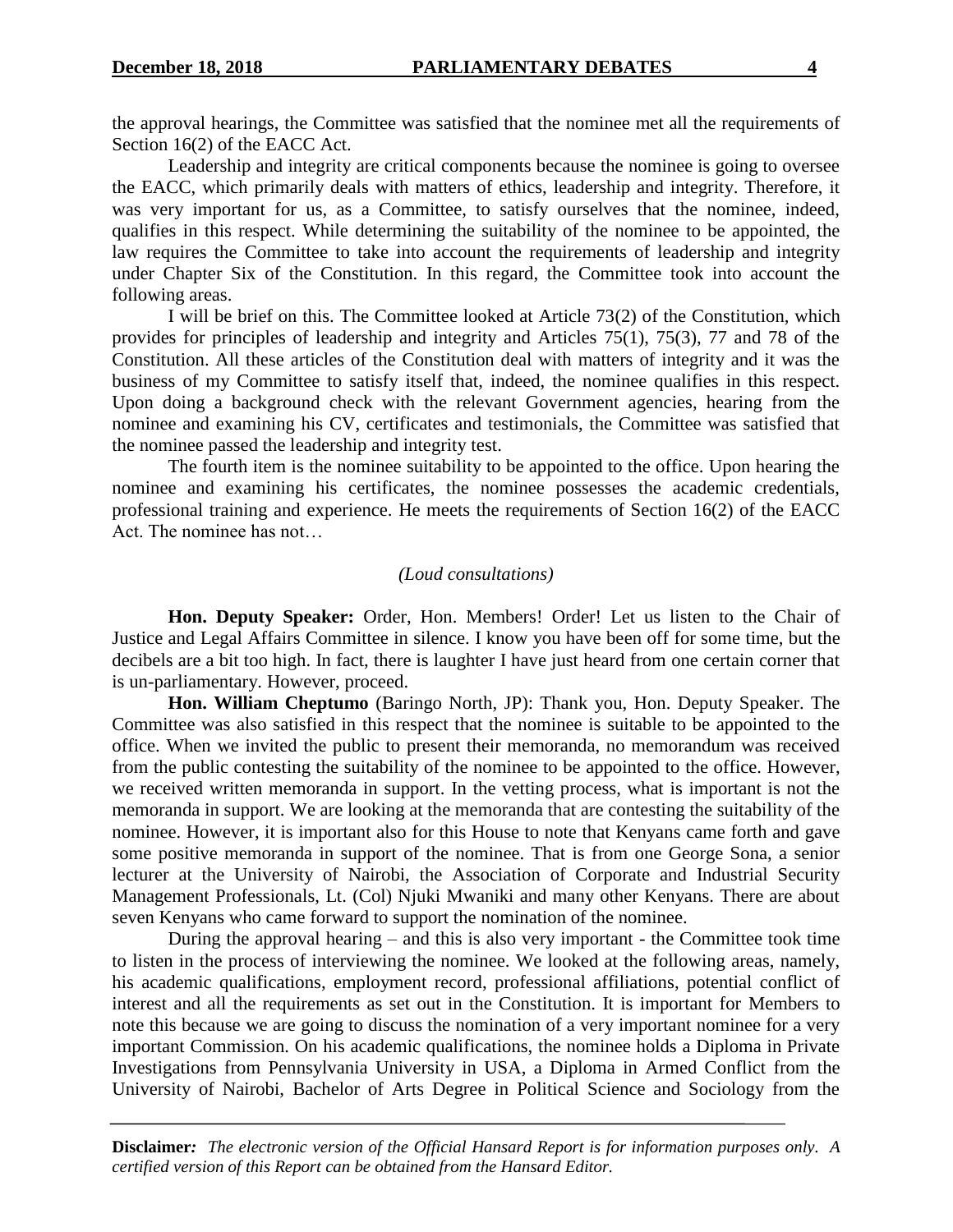the approval hearings, the Committee was satisfied that the nominee met all the requirements of Section 16(2) of the EACC Act.

Leadership and integrity are critical components because the nominee is going to oversee the EACC, which primarily deals with matters of ethics, leadership and integrity. Therefore, it was very important for us, as a Committee, to satisfy ourselves that the nominee, indeed, qualifies in this respect. While determining the suitability of the nominee to be appointed, the law requires the Committee to take into account the requirements of leadership and integrity under Chapter Six of the Constitution. In this regard, the Committee took into account the following areas.

I will be brief on this. The Committee looked at Article 73(2) of the Constitution, which provides for principles of leadership and integrity and Articles 75(1), 75(3), 77 and 78 of the Constitution. All these articles of the Constitution deal with matters of integrity and it was the business of my Committee to satisfy itself that, indeed, the nominee qualifies in this respect. Upon doing a background check with the relevant Government agencies, hearing from the nominee and examining his CV, certificates and testimonials, the Committee was satisfied that the nominee passed the leadership and integrity test.

The fourth item is the nominee suitability to be appointed to the office. Upon hearing the nominee and examining his certificates, the nominee possesses the academic credentials, professional training and experience. He meets the requirements of Section 16(2) of the EACC Act. The nominee has not…

*(Loud consultations)*

**Hon. Deputy Speaker:** Order, Hon. Members! Order! Let us listen to the Chair of Justice and Legal Affairs Committee in silence. I know you have been off for some time, but the decibels are a bit too high. In fact, there is laughter I have just heard from one certain corner that is un-parliamentary. However, proceed.

**Hon. William Cheptumo** (Baringo North, JP): Thank you, Hon. Deputy Speaker. The Committee was also satisfied in this respect that the nominee is suitable to be appointed to the office. When we invited the public to present their memoranda, no memorandum was received from the public contesting the suitability of the nominee to be appointed to the office. However, we received written memoranda in support. In the vetting process, what is important is not the memoranda in support. We are looking at the memoranda that are contesting the suitability of the nominee. However, it is important also for this House to note that Kenyans came forth and gave some positive memoranda in support of the nominee. That is from one George Sona, a senior lecturer at the University of Nairobi, the Association of Corporate and Industrial Security Management Professionals, Lt. (Col) Njuki Mwaniki and many other Kenyans. There are about seven Kenyans who came forward to support the nomination of the nominee.

During the approval hearing – and this is also very important - the Committee took time to listen in the process of interviewing the nominee. We looked at the following areas, namely, his academic qualifications, employment record, professional affiliations, potential conflict of interest and all the requirements as set out in the Constitution. It is important for Members to note this because we are going to discuss the nomination of a very important nominee for a very important Commission. On his academic qualifications, the nominee holds a Diploma in Private Investigations from Pennsylvania University in USA, a Diploma in Armed Conflict from the University of Nairobi, Bachelor of Arts Degree in Political Science and Sociology from the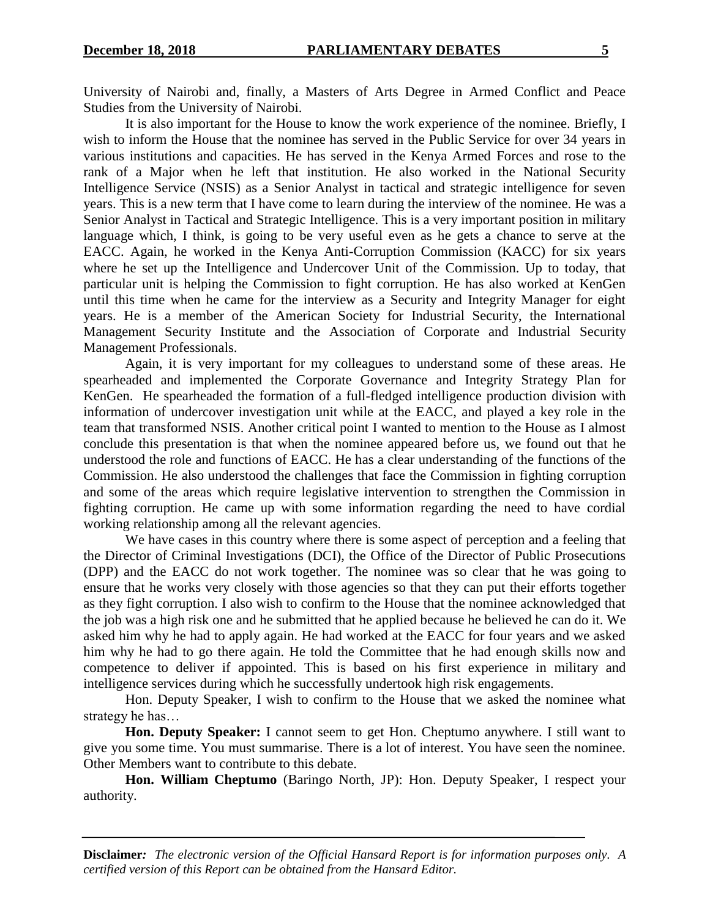University of Nairobi and, finally, a Masters of Arts Degree in Armed Conflict and Peace Studies from the University of Nairobi.

It is also important for the House to know the work experience of the nominee. Briefly, I wish to inform the House that the nominee has served in the Public Service for over 34 years in various institutions and capacities. He has served in the Kenya Armed Forces and rose to the rank of a Major when he left that institution. He also worked in the National Security Intelligence Service (NSIS) as a Senior Analyst in tactical and strategic intelligence for seven years. This is a new term that I have come to learn during the interview of the nominee. He was a Senior Analyst in Tactical and Strategic Intelligence. This is a very important position in military language which, I think, is going to be very useful even as he gets a chance to serve at the EACC. Again, he worked in the Kenya Anti-Corruption Commission (KACC) for six years where he set up the Intelligence and Undercover Unit of the Commission. Up to today, that particular unit is helping the Commission to fight corruption. He has also worked at KenGen until this time when he came for the interview as a Security and Integrity Manager for eight years. He is a member of the American Society for Industrial Security, the International Management Security Institute and the Association of Corporate and Industrial Security Management Professionals.

Again, it is very important for my colleagues to understand some of these areas. He spearheaded and implemented the Corporate Governance and Integrity Strategy Plan for KenGen. He spearheaded the formation of a full-fledged intelligence production division with information of undercover investigation unit while at the EACC, and played a key role in the team that transformed NSIS. Another critical point I wanted to mention to the House as I almost conclude this presentation is that when the nominee appeared before us, we found out that he understood the role and functions of EACC. He has a clear understanding of the functions of the Commission. He also understood the challenges that face the Commission in fighting corruption and some of the areas which require legislative intervention to strengthen the Commission in fighting corruption. He came up with some information regarding the need to have cordial working relationship among all the relevant agencies.

We have cases in this country where there is some aspect of perception and a feeling that the Director of Criminal Investigations (DCI), the Office of the Director of Public Prosecutions (DPP) and the EACC do not work together. The nominee was so clear that he was going to ensure that he works very closely with those agencies so that they can put their efforts together as they fight corruption. I also wish to confirm to the House that the nominee acknowledged that the job was a high risk one and he submitted that he applied because he believed he can do it. We asked him why he had to apply again. He had worked at the EACC for four years and we asked him why he had to go there again. He told the Committee that he had enough skills now and competence to deliver if appointed. This is based on his first experience in military and intelligence services during which he successfully undertook high risk engagements.

Hon. Deputy Speaker, I wish to confirm to the House that we asked the nominee what strategy he has…

**Hon. Deputy Speaker:** I cannot seem to get Hon. Cheptumo anywhere. I still want to give you some time. You must summarise. There is a lot of interest. You have seen the nominee. Other Members want to contribute to this debate.

**Hon. William Cheptumo** (Baringo North, JP): Hon. Deputy Speaker, I respect your authority.

**Disclaimer***: The electronic version of the Official Hansard Report is for information purposes only. A certified version of this Report can be obtained from the Hansard Editor.*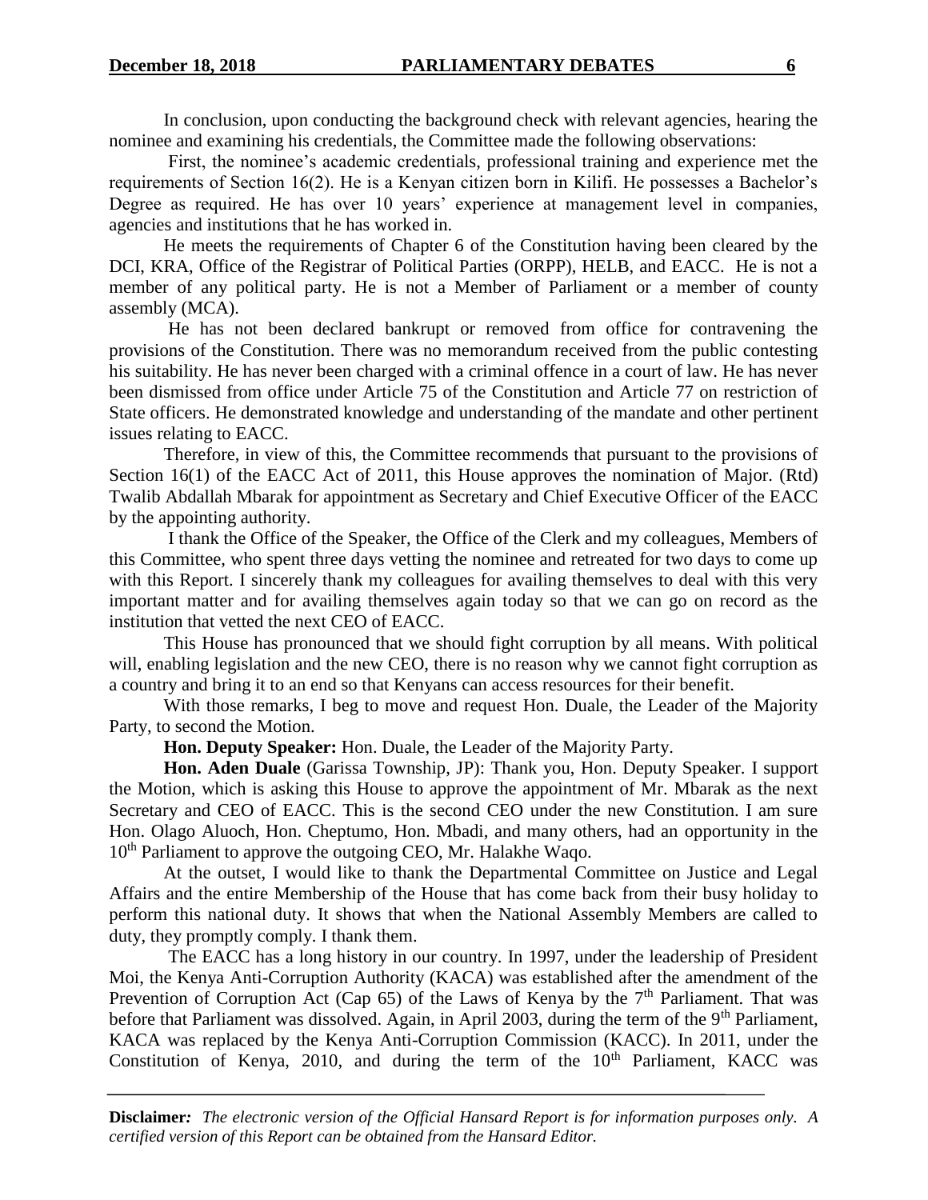In conclusion, upon conducting the background check with relevant agencies, hearing the nominee and examining his credentials, the Committee made the following observations:

First, the nominee's academic credentials, professional training and experience met the requirements of Section 16(2). He is a Kenyan citizen born in Kilifi. He possesses a Bachelor's Degree as required. He has over 10 years' experience at management level in companies, agencies and institutions that he has worked in.

He meets the requirements of Chapter 6 of the Constitution having been cleared by the DCI, KRA, Office of the Registrar of Political Parties (ORPP), HELB, and EACC. He is not a member of any political party. He is not a Member of Parliament or a member of county assembly (MCA).

He has not been declared bankrupt or removed from office for contravening the provisions of the Constitution. There was no memorandum received from the public contesting his suitability. He has never been charged with a criminal offence in a court of law. He has never been dismissed from office under Article 75 of the Constitution and Article 77 on restriction of State officers. He demonstrated knowledge and understanding of the mandate and other pertinent issues relating to EACC.

Therefore, in view of this, the Committee recommends that pursuant to the provisions of Section 16(1) of the EACC Act of 2011, this House approves the nomination of Major. (Rtd) Twalib Abdallah Mbarak for appointment as Secretary and Chief Executive Officer of the EACC by the appointing authority.

I thank the Office of the Speaker, the Office of the Clerk and my colleagues, Members of this Committee, who spent three days vetting the nominee and retreated for two days to come up with this Report. I sincerely thank my colleagues for availing themselves to deal with this very important matter and for availing themselves again today so that we can go on record as the institution that vetted the next CEO of EACC.

This House has pronounced that we should fight corruption by all means. With political will, enabling legislation and the new CEO, there is no reason why we cannot fight corruption as a country and bring it to an end so that Kenyans can access resources for their benefit.

With those remarks, I beg to move and request Hon. Duale, the Leader of the Majority Party, to second the Motion.

**Hon. Deputy Speaker:** Hon. Duale, the Leader of the Majority Party.

**Hon. Aden Duale** (Garissa Township, JP): Thank you, Hon. Deputy Speaker. I support the Motion, which is asking this House to approve the appointment of Mr. Mbarak as the next Secretary and CEO of EACC. This is the second CEO under the new Constitution. I am sure Hon. Olago Aluoch, Hon. Cheptumo, Hon. Mbadi, and many others, had an opportunity in the 10th Parliament to approve the outgoing CEO, Mr. Halakhe Waqo.

At the outset, I would like to thank the Departmental Committee on Justice and Legal Affairs and the entire Membership of the House that has come back from their busy holiday to perform this national duty. It shows that when the National Assembly Members are called to duty, they promptly comply. I thank them.

The EACC has a long history in our country. In 1997, under the leadership of President Moi, the Kenya Anti-Corruption Authority (KACA) was established after the amendment of the Prevention of Corruption Act (Cap 65) of the Laws of Kenya by the 7th Parliament. That was before that Parliament was dissolved. Again, in April 2003, during the term of the 9th Parliament, KACA was replaced by the Kenya Anti-Corruption Commission (KACC). In 2011, under the Constitution of Kenya, 2010, and during the term of the 10th Parliament, KACC was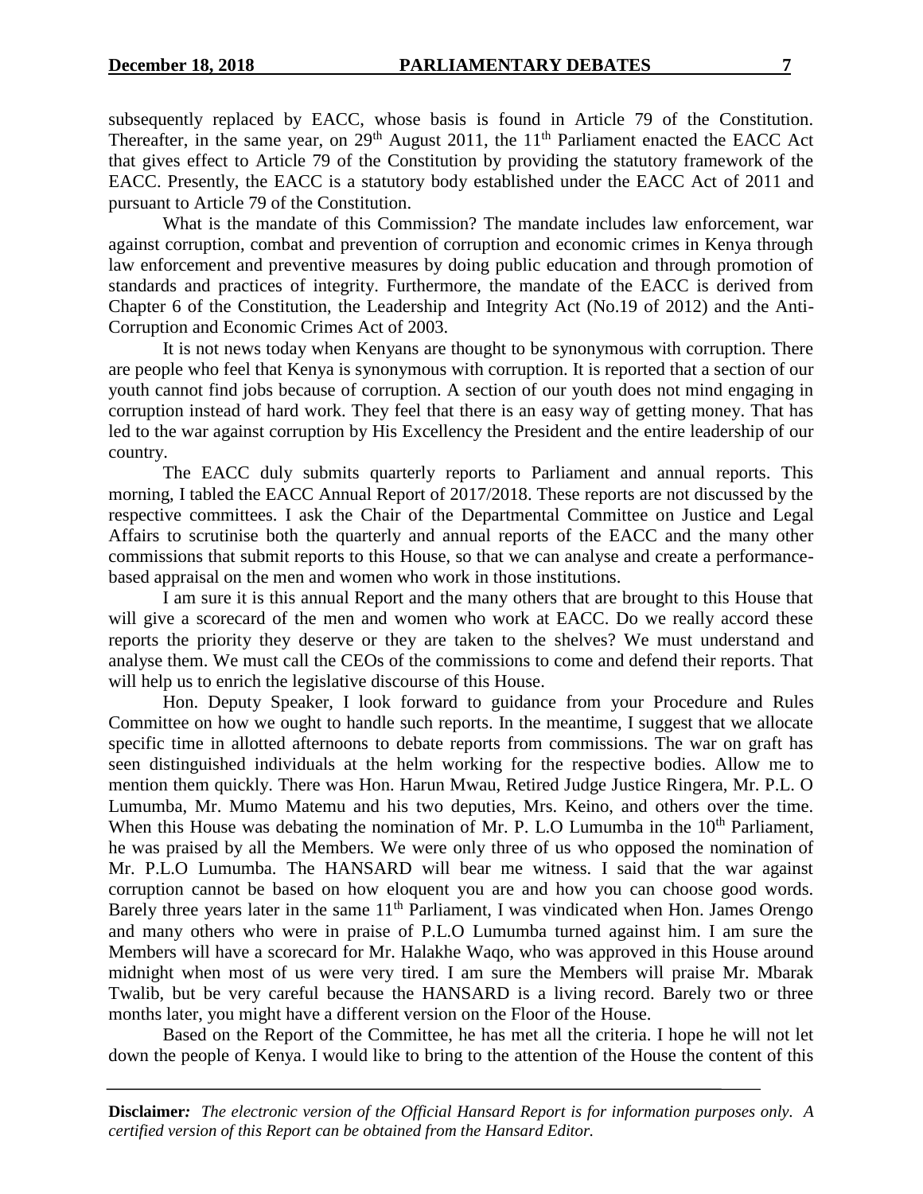subsequently replaced by EACC, whose basis is found in Article 79 of the Constitution. Thereafter, in the same year, on 29th August 2011, the 11th Parliament enacted the EACC Act that gives effect to Article 79 of the Constitution by providing the statutory framework of the EACC. Presently, the EACC is a statutory body established under the EACC Act of 2011 and pursuant to Article 79 of the Constitution.

What is the mandate of this Commission? The mandate includes law enforcement, war against corruption, combat and prevention of corruption and economic crimes in Kenya through law enforcement and preventive measures by doing public education and through promotion of standards and practices of integrity. Furthermore, the mandate of the EACC is derived from Chapter 6 of the Constitution, the Leadership and Integrity Act (No.19 of 2012) and the Anti-Corruption and Economic Crimes Act of 2003.

It is not news today when Kenyans are thought to be synonymous with corruption. There are people who feel that Kenya is synonymous with corruption. It is reported that a section of our youth cannot find jobs because of corruption. A section of our youth does not mind engaging in corruption instead of hard work. They feel that there is an easy way of getting money. That has led to the war against corruption by His Excellency the President and the entire leadership of our country.

The EACC duly submits quarterly reports to Parliament and annual reports. This morning, I tabled the EACC Annual Report of 2017/2018. These reports are not discussed by the respective committees. I ask the Chair of the Departmental Committee on Justice and Legal Affairs to scrutinise both the quarterly and annual reports of the EACC and the many other commissions that submit reports to this House, so that we can analyse and create a performance-based appraisal on the men and women who work in those institutions.

I am sure it is this annual Report and the many others that are brought to this House that will give a scorecard of the men and women who work at EACC. Do we really accord these reports the priority they deserve or they are taken to the shelves? We must understand and analyse them. We must call the CEOs of the commissions to come and defend their reports. That will help us to enrich the legislative discourse of this House.

Hon. Deputy Speaker, I look forward to guidance from your Procedure and Rules Committee on how we ought to handle such reports. In the meantime, I suggest that we allocate specific time in allotted afternoons to debate reports from commissions. The war on graft has seen distinguished individuals at the helm working for the respective bodies. Allow me to mention them quickly. There was Hon. Harun Mwau, Retired Judge Justice Ringera, Mr. P.L. O Lumumba, Mr. Mumo Matemu and his two deputies, Mrs. Keino, and others over the time. When this House was debating the nomination of Mr. P. L.O Lumumba in the 10th Parliament, he was praised by all the Members. We were only three of us who opposed the nomination of Mr. P.L.O Lumumba. The HANSARD will bear me witness. I said that the war against corruption cannot be based on how eloquent you are and how you can choose good words. Barely three years later in the same 11th Parliament, I was vindicated when Hon. James Orengo and many others who were in praise of P.L.O Lumumba turned against him. I am sure the Members will have a scorecard for Mr. Halakhe Waqo, who was approved in this House around midnight when most of us were very tired. I am sure the Members will praise Mr. Mbarak Twalib, but be very careful because the HANSARD is a living record. Barely two or three months later, you might have a different version on the Floor of the House.

Based on the Report of the Committee, he has met all the criteria. I hope he will not let down the people of Kenya. I would like to bring to the attention of the House the content of this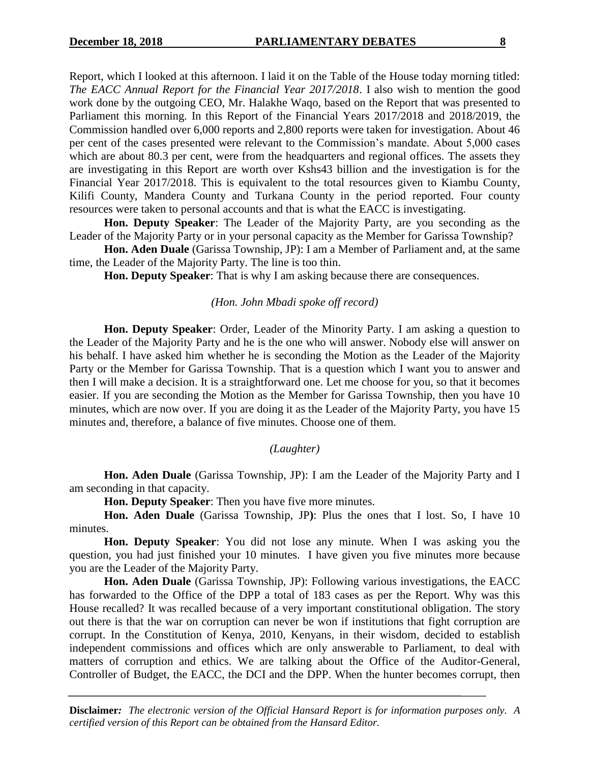Report, which I looked at this afternoon. I laid it on the Table of the House today morning titled: *The EACC Annual Report for the Financial Year 2017/2018*. I also wish to mention the good work done by the outgoing CEO, Mr. Halakhe Waqo, based on the Report that was presented to Parliament this morning. In this Report of the Financial Years 2017/2018 and 2018/2019, the Commission handled over 6,000 reports and 2,800 reports were taken for investigation. About 46 per cent of the cases presented were relevant to the Commission's mandate. About 5,000 cases which are about 80.3 per cent, were from the headquarters and regional offices. The assets they are investigating in this Report are worth over Kshs43 billion and the investigation is for the Financial Year 2017/2018. This is equivalent to the total resources given to Kiambu County, Kilifi County, Mandera County and Turkana County in the period reported. Four county resources were taken to personal accounts and that is what the EACC is investigating.

**Hon. Deputy Speaker**: The Leader of the Majority Party, are you seconding as the Leader of the Majority Party or in your personal capacity as the Member for Garissa Township?

**Hon. Aden Duale** (Garissa Township, JP): I am a Member of Parliament and, at the same time, the Leader of the Majority Party. The line is too thin.

**Hon. Deputy Speaker**: That is why I am asking because there are consequences.

*(Hon. John Mbadi spoke off record)*

**Hon. Deputy Speaker**: Order, Leader of the Minority Party. I am asking a question to the Leader of the Majority Party and he is the one who will answer. Nobody else will answer on his behalf. I have asked him whether he is seconding the Motion as the Leader of the Majority Party or the Member for Garissa Township. That is a question which I want you to answer and then I will make a decision. It is a straightforward one. Let me choose for you, so that it becomes easier. If you are seconding the Motion as the Member for Garissa Township, then you have 10 minutes, which are now over. If you are doing it as the Leader of the Majority Party, you have 15 minutes and, therefore, a balance of five minutes. Choose one of them.

*(Laughter)*

**Hon. Aden Duale** (Garissa Township, JP): I am the Leader of the Majority Party and I am seconding in that capacity.

**Hon. Deputy Speaker**: Then you have five more minutes.

**Hon. Aden Duale** (Garissa Township, JP): Plus the ones that I lost. So, I have 10 minutes.

**Hon. Deputy Speaker**: You did not lose any minute. When I was asking you the question, you had just finished your 10 minutes. I have given you five minutes more because you are the Leader of the Majority Party.

**Hon. Aden Duale** (Garissa Township, JP): Following various investigations, the EACC has forwarded to the Office of the DPP a total of 183 cases as per the Report. Why was this House recalled? It was recalled because of a very important constitutional obligation. The story out there is that the war on corruption can never be won if institutions that fight corruption are corrupt. In the Constitution of Kenya, 2010, Kenyans, in their wisdom, decided to establish independent commissions and offices which are only answerable to Parliament, to deal with matters of corruption and ethics. We are talking about the Office of the Auditor-General, Controller of Budget, the EACC, the DCI and the DPP. When the hunter becomes corrupt, then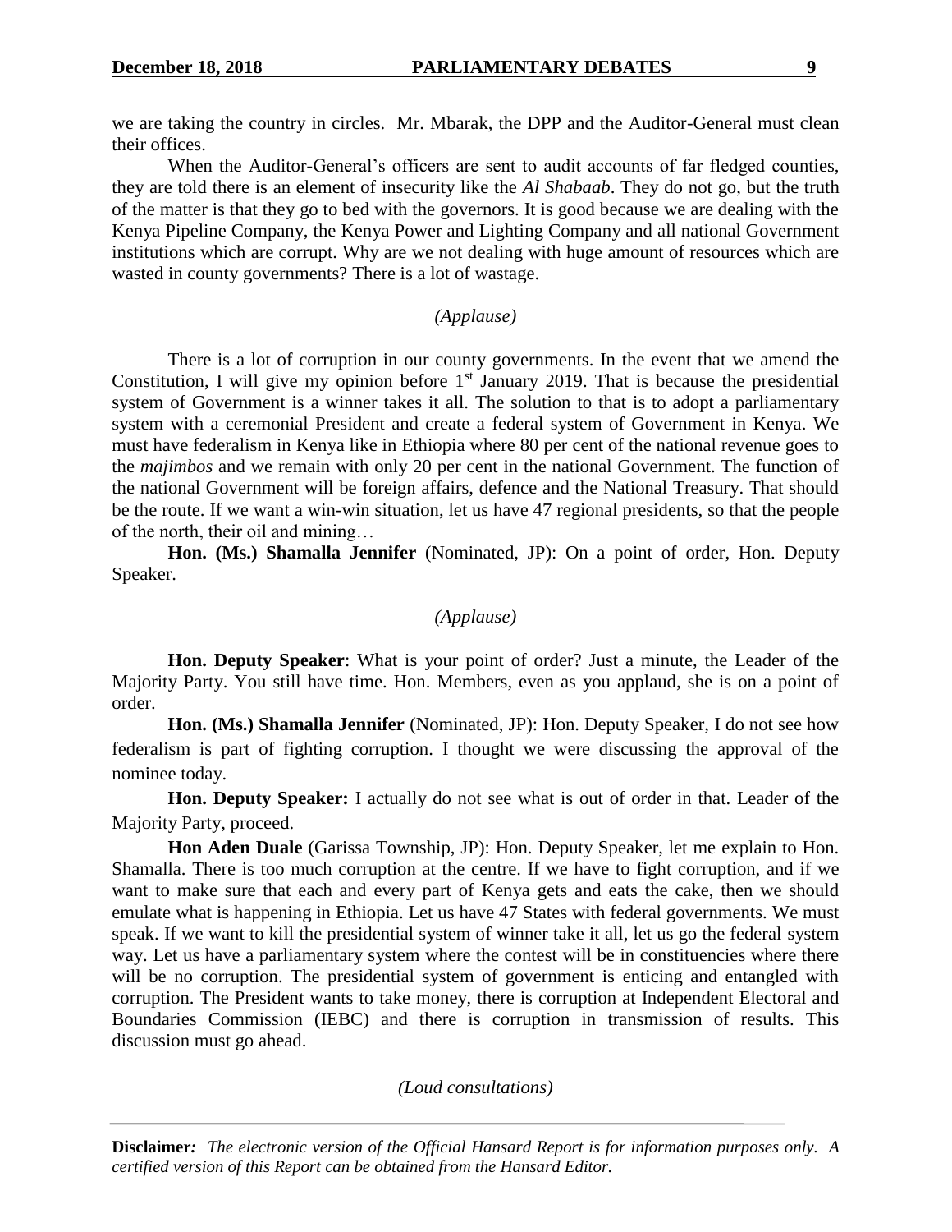we are taking the country in circles. Mr. Mbarak, the DPP and the Auditor-General must clean their offices.

When the Auditor-General's officers are sent to audit accounts of far fledged counties, they are told there is an element of insecurity like the *Al Shabaab*. They do not go, but the truth of the matter is that they go to bed with the governors. It is good because we are dealing with the Kenya Pipeline Company, the Kenya Power and Lighting Company and all national Government institutions which are corrupt. Why are we not dealing with huge amount of resources which are wasted in county governments? There is a lot of wastage.

*(Applause)*

There is a lot of corruption in our county governments. In the event that we amend the Constitution, I will give my opinion before 1st January 2019. That is because the presidential system of Government is a winner takes it all. The solution to that is to adopt a parliamentary system with a ceremonial President and create a federal system of Government in Kenya. We must have federalism in Kenya like in Ethiopia where 80 per cent of the national revenue goes to the *majimbos* and we remain with only 20 per cent in the national Government. The function of the national Government will be foreign affairs, defence and the National Treasury. That should be the route. If we want a win-win situation, let us have 47 regional presidents, so that the people of the north, their oil and mining…

**Hon. (Ms.) Shamalla Jennifer** (Nominated, JP): On a point of order, Hon. Deputy Speaker.

*(Applause)*

**Hon. Deputy Speaker**: What is your point of order? Just a minute, the Leader of the Majority Party. You still have time. Hon. Members, even as you applaud, she is on a point of order.

**Hon. (Ms.) Shamalla Jennifer** (Nominated, JP): Hon. Deputy Speaker, I do not see how federalism is part of fighting corruption. I thought we were discussing the approval of the nominee today.

**Hon. Deputy Speaker:** I actually do not see what is out of order in that. Leader of the Majority Party, proceed.

**Hon Aden Duale** (Garissa Township, JP): Hon. Deputy Speaker, let me explain to Hon. Shamalla. There is too much corruption at the centre. If we have to fight corruption, and if we want to make sure that each and every part of Kenya gets and eats the cake, then we should emulate what is happening in Ethiopia. Let us have 47 States with federal governments. We must speak. If we want to kill the presidential system of winner take it all, let us go the federal system way. Let us have a parliamentary system where the contest will be in constituencies where there will be no corruption. The presidential system of government is enticing and entangled with corruption. The President wants to take money, there is corruption at Independent Electoral and Boundaries Commission (IEBC) and there is corruption in transmission of results. This discussion must go ahead.

*(Loud consultations)*

**Disclaimer:** *The electronic version of the Official Hansard Report is for information purposes only. A certified version of this Report can be obtained from the Hansard Editor.*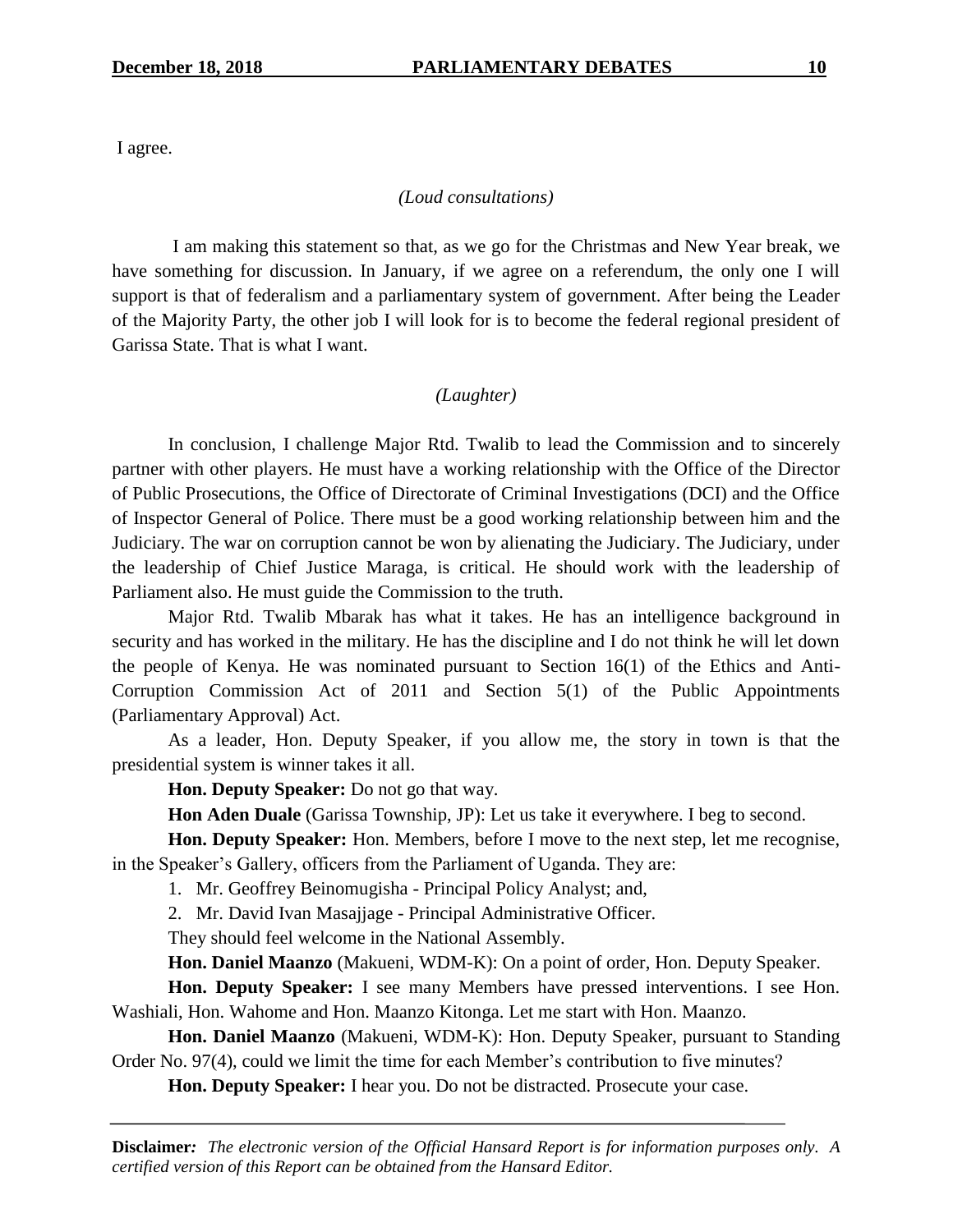I agree.

*(Loud consultations)*

I am making this statement so that, as we go for the Christmas and New Year break, we have something for discussion. In January, if we agree on a referendum, the only one I will support is that of federalism and a parliamentary system of government. After being the Leader of the Majority Party, the other job I will look for is to become the federal regional president of Garissa State. That is what I want.

*(Laughter)*

In conclusion, I challenge Major Rtd. Twalib to lead the Commission and to sincerely partner with other players. He must have a working relationship with the Office of the Director of Public Prosecutions, the Office of Directorate of Criminal Investigations (DCI) and the Office of Inspector General of Police. There must be a good working relationship between him and the Judiciary. The war on corruption cannot be won by alienating the Judiciary. The Judiciary, under the leadership of Chief Justice Maraga, is critical. He should work with the leadership of Parliament also. He must guide the Commission to the truth.

Major Rtd. Twalib Mbarak has what it takes. He has an intelligence background in security and has worked in the military. He has the discipline and I do not think he will let down the people of Kenya. He was nominated pursuant to Section 16(1) of the Ethics and Anti-Corruption Commission Act of 2011 and Section 5(1) of the Public Appointments (Parliamentary Approval) Act.

As a leader, Hon. Deputy Speaker, if you allow me, the story in town is that the presidential system is winner takes it all.

**Hon. Deputy Speaker:** Do not go that way.

**Hon Aden Duale** (Garissa Township, JP): Let us take it everywhere. I beg to second.

**Hon. Deputy Speaker:** Hon. Members, before I move to the next step, let me recognise, in the Speaker's Gallery, officers from the Parliament of Uganda. They are:

1. Mr. Geoffrey Beinomugisha - Principal Policy Analyst; and,
2. Mr. David Ivan Masajjage - Principal Administrative Officer.

They should feel welcome in the National Assembly.

**Hon. Daniel Maanzo** (Makueni, WDM-K): On a point of order, Hon. Deputy Speaker.

**Hon. Deputy Speaker:** I see many Members have pressed interventions. I see Hon. Washiali, Hon. Wahome and Hon. Maanzo Kitonga. Let me start with Hon. Maanzo.

**Hon. Daniel Maanzo** (Makueni, WDM-K): Hon. Deputy Speaker, pursuant to Standing Order No. 97(4), could we limit the time for each Member's contribution to five minutes?

**Hon. Deputy Speaker:** I hear you. Do not be distracted. Prosecute your case.

**Disclaimer:** *The electronic version of the Official Hansard Report is for information purposes only. A certified version of this Report can be obtained from the Hansard Editor.*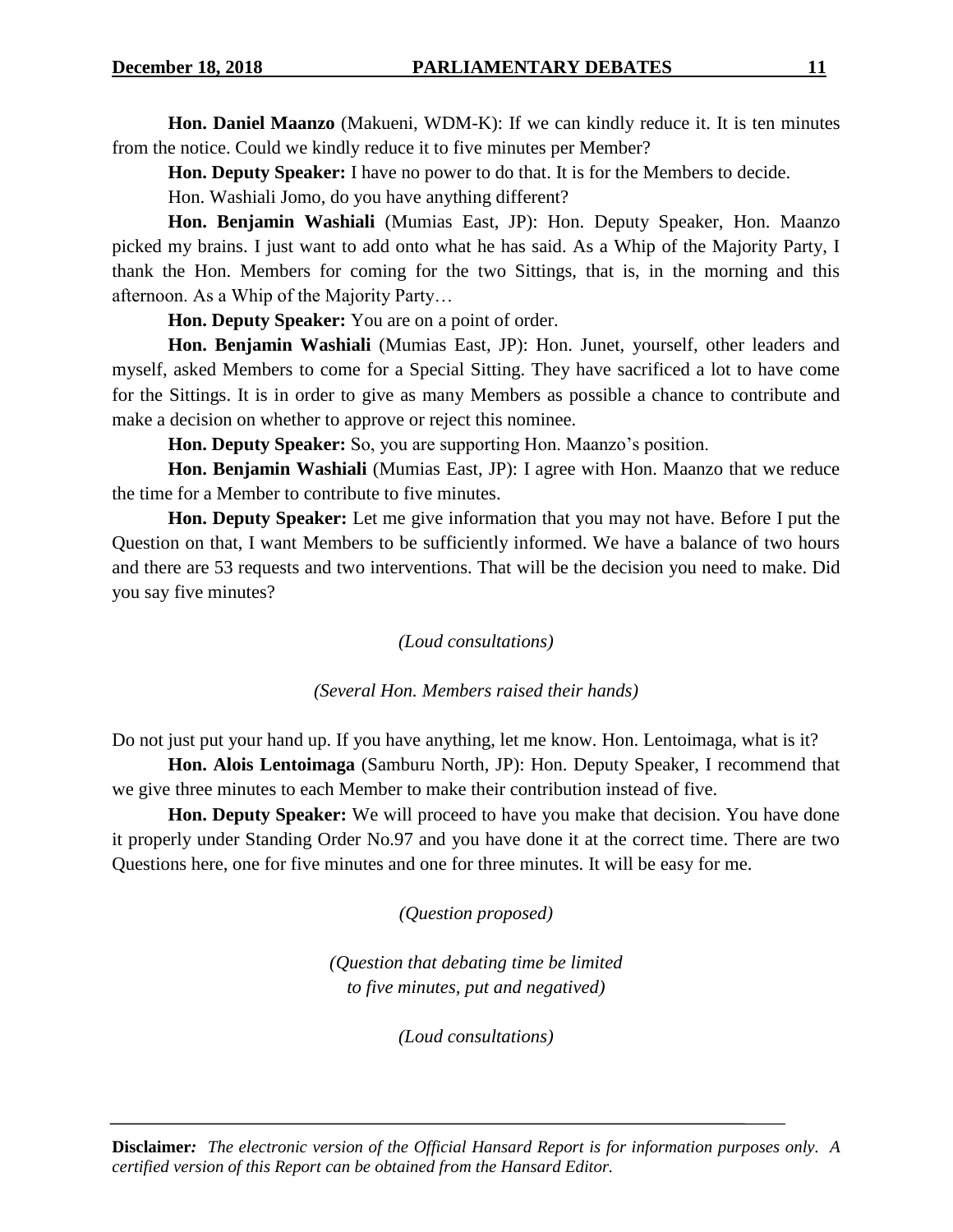**Hon. Daniel Maanzo** (Makueni, WDM-K): If we can kindly reduce it. It is ten minutes from the notice. Could we kindly reduce it to five minutes per Member?

**Hon. Deputy Speaker:** I have no power to do that. It is for the Members to decide.

Hon. Washiali Jomo, do you have anything different?

**Hon. Benjamin Washiali** (Mumias East, JP): Hon. Deputy Speaker, Hon. Maanzo picked my brains. I just want to add onto what he has said. As a Whip of the Majority Party, I thank the Hon. Members for coming for the two Sittings, that is, in the morning and this afternoon. As a Whip of the Majority Party…

**Hon. Deputy Speaker:** You are on a point of order.

**Hon. Benjamin Washiali** (Mumias East, JP): Hon. Junet, yourself, other leaders and myself, asked Members to come for a Special Sitting. They have sacrificed a lot to have come for the Sittings. It is in order to give as many Members as possible a chance to contribute and make a decision on whether to approve or reject this nominee.

**Hon. Deputy Speaker:** So, you are supporting Hon. Maanzo's position.

**Hon. Benjamin Washiali** (Mumias East, JP): I agree with Hon. Maanzo that we reduce the time for a Member to contribute to five minutes.

**Hon. Deputy Speaker:** Let me give information that you may not have. Before I put the Question on that, I want Members to be sufficiently informed. We have a balance of two hours and there are 53 requests and two interventions. That will be the decision you need to make. Did you say five minutes?

*(Loud consultations)*

*(Several Hon. Members raised their hands)*

Do not just put your hand up. If you have anything, let me know. Hon. Lentoimaga, what is it?

**Hon. Alois Lentoimaga** (Samburu North, JP): Hon. Deputy Speaker, I recommend that we give three minutes to each Member to make their contribution instead of five.

**Hon. Deputy Speaker:** We will proceed to have you make that decision. You have done it properly under Standing Order No.97 and you have done it at the correct time. There are two Questions here, one for five minutes and one for three minutes. It will be easy for me.

*(Question proposed)*

*(Question that debating time be limited to five minutes, put and negatived)*

*(Loud consultations)*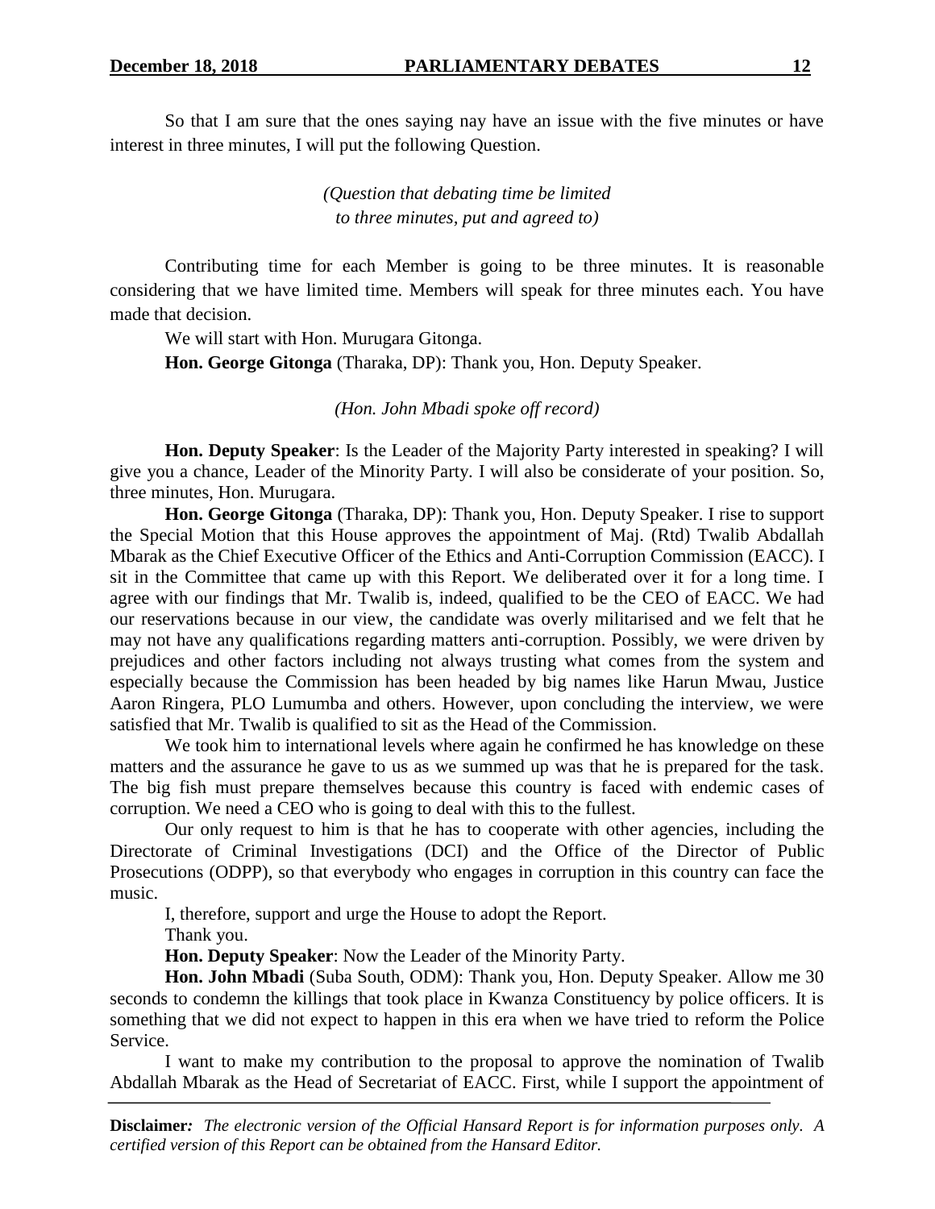So that I am sure that the ones saying nay have an issue with the five minutes or have interest in three minutes, I will put the following Question.

*(Question that debating time be limited to three minutes, put and agreed to)*

Contributing time for each Member is going to be three minutes. It is reasonable considering that we have limited time. Members will speak for three minutes each. You have made that decision.

We will start with Hon. Murugara Gitonga.

**Hon. George Gitonga** (Tharaka, DP): Thank you, Hon. Deputy Speaker.

*(Hon. John Mbadi spoke off record)*

**Hon. Deputy Speaker**: Is the Leader of the Majority Party interested in speaking? I will give you a chance, Leader of the Minority Party. I will also be considerate of your position. So, three minutes, Hon. Murugara.

**Hon. George Gitonga** (Tharaka, DP): Thank you, Hon. Deputy Speaker. I rise to support the Special Motion that this House approves the appointment of Maj. (Rtd) Twalib Abdallah Mbarak as the Chief Executive Officer of the Ethics and Anti-Corruption Commission (EACC). I sit in the Committee that came up with this Report. We deliberated over it for a long time. I agree with our findings that Mr. Twalib is, indeed, qualified to be the CEO of EACC. We had our reservations because in our view, the candidate was overly militarised and we felt that he may not have any qualifications regarding matters anti-corruption. Possibly, we were driven by prejudices and other factors including not always trusting what comes from the system and especially because the Commission has been headed by big names like Harun Mwau, Justice Aaron Ringera, PLO Lumumba and others. However, upon concluding the interview, we were satisfied that Mr. Twalib is qualified to sit as the Head of the Commission.

We took him to international levels where again he confirmed he has knowledge on these matters and the assurance he gave to us as we summed up was that he is prepared for the task. The big fish must prepare themselves because this country is faced with endemic cases of corruption. We need a CEO who is going to deal with this to the fullest.

Our only request to him is that he has to cooperate with other agencies, including the Directorate of Criminal Investigations (DCI) and the Office of the Director of Public Prosecutions (ODPP), so that everybody who engages in corruption in this country can face the music.

I, therefore, support and urge the House to adopt the Report.

Thank you.

**Hon. Deputy Speaker**: Now the Leader of the Minority Party.

**Hon. John Mbadi** (Suba South, ODM): Thank you, Hon. Deputy Speaker. Allow me 30 seconds to condemn the killings that took place in Kwanza Constituency by police officers. It is something that we did not expect to happen in this era when we have tried to reform the Police Service.

I want to make my contribution to the proposal to approve the nomination of Twalib Abdallah Mbarak as the Head of Secretariat of EACC. First, while I support the appointment of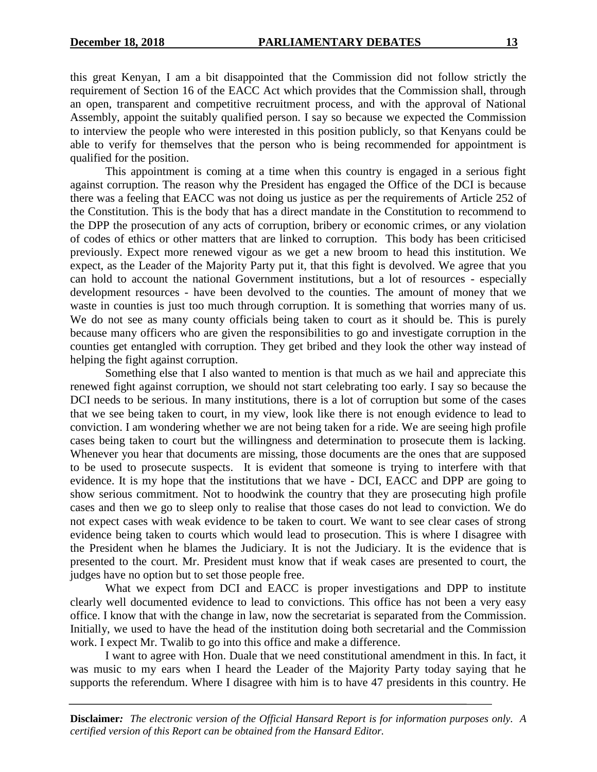this great Kenyan, I am a bit disappointed that the Commission did not follow strictly the requirement of Section 16 of the EACC Act which provides that the Commission shall, through an open, transparent and competitive recruitment process, and with the approval of National Assembly, appoint the suitably qualified person. I say so because we expected the Commission to interview the people who were interested in this position publicly, so that Kenyans could be able to verify for themselves that the person who is being recommended for appointment is qualified for the position.

This appointment is coming at a time when this country is engaged in a serious fight against corruption. The reason why the President has engaged the Office of the DCI is because there was a feeling that EACC was not doing us justice as per the requirements of Article 252 of the Constitution. This is the body that has a direct mandate in the Constitution to recommend to the DPP the prosecution of any acts of corruption, bribery or economic crimes, or any violation of codes of ethics or other matters that are linked to corruption. This body has been criticised previously. Expect more renewed vigour as we get a new broom to head this institution. We expect, as the Leader of the Majority Party put it, that this fight is devolved. We agree that you can hold to account the national Government institutions, but a lot of resources - especially development resources - have been devolved to the counties. The amount of money that we waste in counties is just too much through corruption. It is something that worries many of us. We do not see as many county officials being taken to court as it should be. This is purely because many officers who are given the responsibilities to go and investigate corruption in the counties get entangled with corruption. They get bribed and they look the other way instead of helping the fight against corruption.

Something else that I also wanted to mention is that much as we hail and appreciate this renewed fight against corruption, we should not start celebrating too early. I say so because the DCI needs to be serious. In many institutions, there is a lot of corruption but some of the cases that we see being taken to court, in my view, look like there is not enough evidence to lead to conviction. I am wondering whether we are not being taken for a ride. We are seeing high profile cases being taken to court but the willingness and determination to prosecute them is lacking. Whenever you hear that documents are missing, those documents are the ones that are supposed to be used to prosecute suspects. It is evident that someone is trying to interfere with that evidence. It is my hope that the institutions that we have - DCI, EACC and DPP are going to show serious commitment. Not to hoodwink the country that they are prosecuting high profile cases and then we go to sleep only to realise that those cases do not lead to conviction. We do not expect cases with weak evidence to be taken to court. We want to see clear cases of strong evidence being taken to courts which would lead to prosecution. This is where I disagree with the President when he blames the Judiciary. It is not the Judiciary. It is the evidence that is presented to the court. Mr. President must know that if weak cases are presented to court, the judges have no option but to set those people free.

What we expect from DCI and EACC is proper investigations and DPP to institute clearly well documented evidence to lead to convictions. This office has not been a very easy office. I know that with the change in law, now the secretariat is separated from the Commission. Initially, we used to have the head of the institution doing both secretarial and the Commission work. I expect Mr. Twalib to go into this office and make a difference.

I want to agree with Hon. Duale that we need constitutional amendment in this. In fact, it was music to my ears when I heard the Leader of the Majority Party today saying that he supports the referendum. Where I disagree with him is to have 47 presidents in this country. He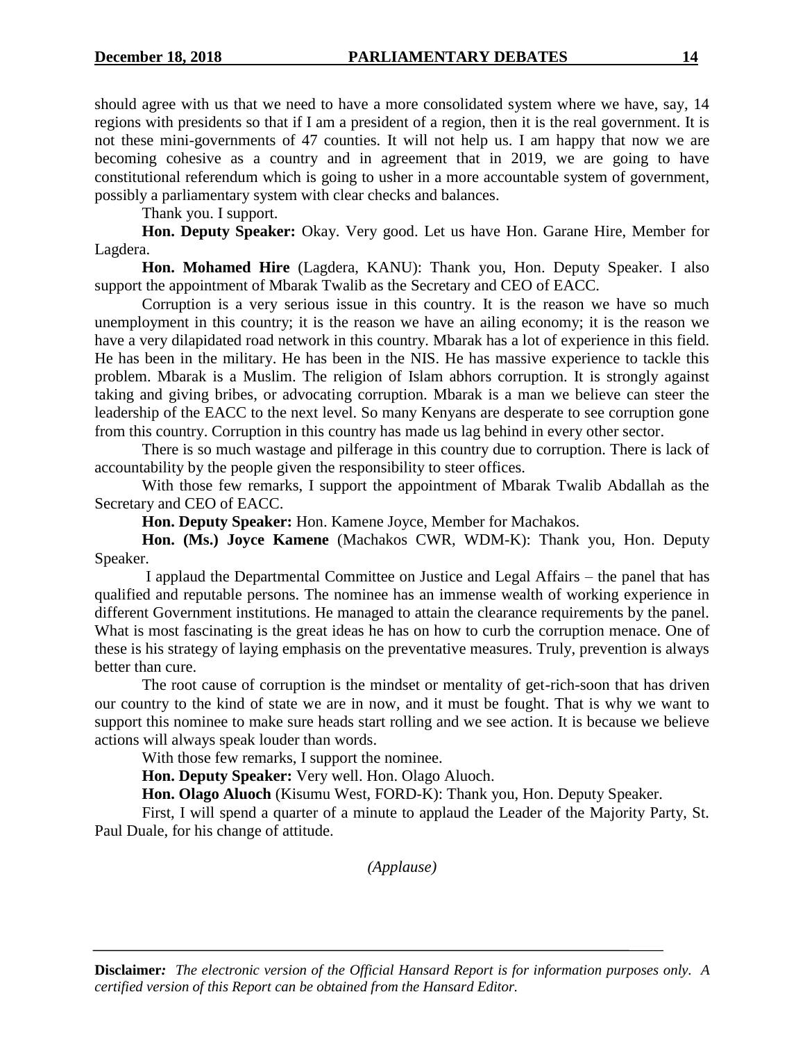should agree with us that we need to have a more consolidated system where we have, say, 14 regions with presidents so that if I am a president of a region, then it is the real government. It is not these mini-governments of 47 counties. It will not help us. I am happy that now we are becoming cohesive as a country and in agreement that in 2019, we are going to have constitutional referendum which is going to usher in a more accountable system of government, possibly a parliamentary system with clear checks and balances.

Thank you. I support.

**Hon. Deputy Speaker:** Okay. Very good. Let us have Hon. Garane Hire, Member for Lagdera.

**Hon. Mohamed Hire** (Lagdera, KANU): Thank you, Hon. Deputy Speaker. I also support the appointment of Mbarak Twalib as the Secretary and CEO of EACC.

Corruption is a very serious issue in this country. It is the reason we have so much unemployment in this country; it is the reason we have an ailing economy; it is the reason we have a very dilapidated road network in this country. Mbarak has a lot of experience in this field. He has been in the military. He has been in the NIS. He has massive experience to tackle this problem. Mbarak is a Muslim. The religion of Islam abhors corruption. It is strongly against taking and giving bribes, or advocating corruption. Mbarak is a man we believe can steer the leadership of the EACC to the next level. So many Kenyans are desperate to see corruption gone from this country. Corruption in this country has made us lag behind in every other sector.

There is so much wastage and pilferage in this country due to corruption. There is lack of accountability by the people given the responsibility to steer offices.

With those few remarks, I support the appointment of Mbarak Twalib Abdallah as the Secretary and CEO of EACC.

**Hon. Deputy Speaker:** Hon. Kamene Joyce, Member for Machakos.

**Hon. (Ms.) Joyce Kamene** (Machakos CWR, WDM-K): Thank you, Hon. Deputy Speaker.

I applaud the Departmental Committee on Justice and Legal Affairs – the panel that has qualified and reputable persons. The nominee has an immense wealth of working experience in different Government institutions. He managed to attain the clearance requirements by the panel. What is most fascinating is the great ideas he has on how to curb the corruption menace. One of these is his strategy of laying emphasis on the preventative measures. Truly, prevention is always better than cure.

The root cause of corruption is the mindset or mentality of get-rich-soon that has driven our country to the kind of state we are in now, and it must be fought. That is why we want to support this nominee to make sure heads start rolling and we see action. It is because we believe actions will always speak louder than words.

With those few remarks, I support the nominee.

**Hon. Deputy Speaker:** Very well. Hon. Olago Aluoch.

**Hon. Olago Aluoch** (Kisumu West, FORD-K): Thank you, Hon. Deputy Speaker.

First, I will spend a quarter of a minute to applaud the Leader of the Majority Party, St. Paul Duale, for his change of attitude.

*(Applause)*

**Disclaimer:** *The electronic version of the Official Hansard Report is for information purposes only. A certified version of this Report can be obtained from the Hansard Editor.*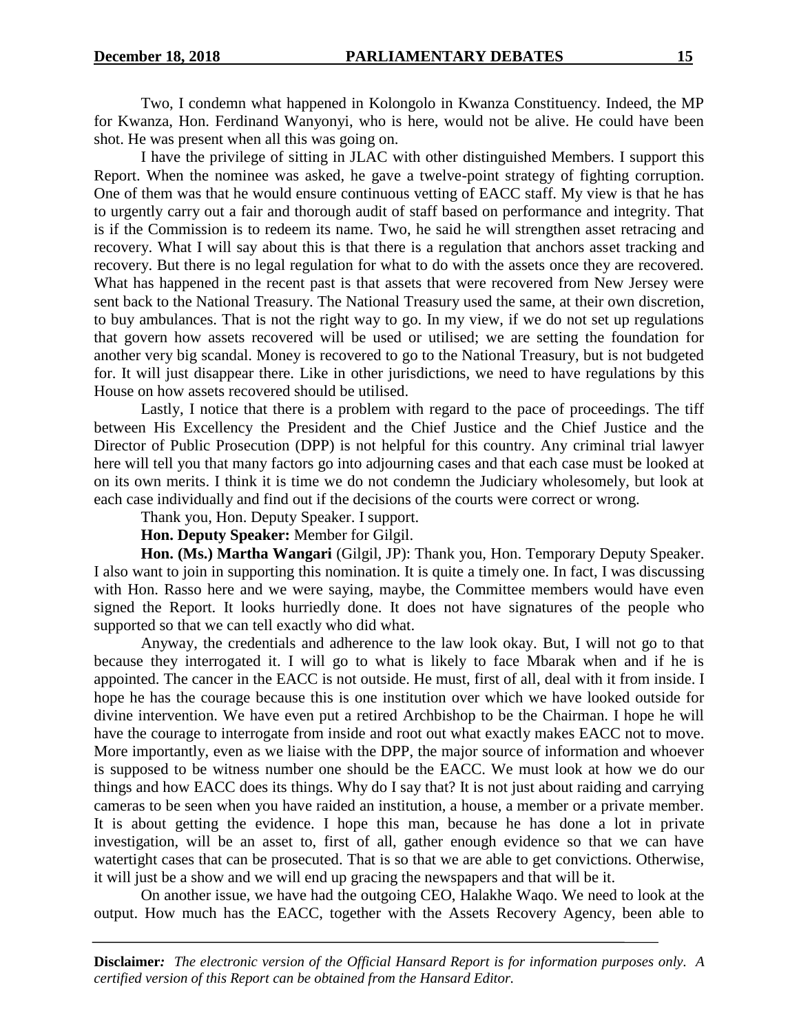Two, I condemn what happened in Kolongolo in Kwanza Constituency. Indeed, the MP for Kwanza, Hon. Ferdinand Wanyonyi, who is here, would not be alive. He could have been shot. He was present when all this was going on.

I have the privilege of sitting in JLAC with other distinguished Members. I support this Report. When the nominee was asked, he gave a twelve-point strategy of fighting corruption. One of them was that he would ensure continuous vetting of EACC staff. My view is that he has to urgently carry out a fair and thorough audit of staff based on performance and integrity. That is if the Commission is to redeem its name. Two, he said he will strengthen asset retracing and recovery. What I will say about this is that there is a regulation that anchors asset tracking and recovery. But there is no legal regulation for what to do with the assets once they are recovered. What has happened in the recent past is that assets that were recovered from New Jersey were sent back to the National Treasury. The National Treasury used the same, at their own discretion, to buy ambulances. That is not the right way to go. In my view, if we do not set up regulations that govern how assets recovered will be used or utilised; we are setting the foundation for another very big scandal. Money is recovered to go to the National Treasury, but is not budgeted for. It will just disappear there. Like in other jurisdictions, we need to have regulations by this House on how assets recovered should be utilised.

Lastly, I notice that there is a problem with regard to the pace of proceedings. The tiff between His Excellency the President and the Chief Justice and the Chief Justice and the Director of Public Prosecution (DPP) is not helpful for this country. Any criminal trial lawyer here will tell you that many factors go into adjourning cases and that each case must be looked at on its own merits. I think it is time we do not condemn the Judiciary wholesomely, but look at each case individually and find out if the decisions of the courts were correct or wrong.

Thank you, Hon. Deputy Speaker. I support.

**Hon. Deputy Speaker:** Member for Gilgil.

**Hon. (Ms.) Martha Wangari** (Gilgil, JP): Thank you, Hon. Temporary Deputy Speaker. I also want to join in supporting this nomination. It is quite a timely one. In fact, I was discussing with Hon. Rasso here and we were saying, maybe, the Committee members would have even signed the Report. It looks hurriedly done. It does not have signatures of the people who supported so that we can tell exactly who did what.

Anyway, the credentials and adherence to the law look okay. But, I will not go to that because they interrogated it. I will go to what is likely to face Mbarak when and if he is appointed. The cancer in the EACC is not outside. He must, first of all, deal with it from inside. I hope he has the courage because this is one institution over which we have looked outside for divine intervention. We have even put a retired Archbishop to be the Chairman. I hope he will have the courage to interrogate from inside and root out what exactly makes EACC not to move. More importantly, even as we liaise with the DPP, the major source of information and whoever is supposed to be witness number one should be the EACC. We must look at how we do our things and how EACC does its things. Why do I say that? It is not just about raiding and carrying cameras to be seen when you have raided an institution, a house, a member or a private member. It is about getting the evidence. I hope this man, because he has done a lot in private investigation, will be an asset to, first of all, gather enough evidence so that we can have watertight cases that can be prosecuted. That is so that we are able to get convictions. Otherwise, it will just be a show and we will end up gracing the newspapers and that will be it.

On another issue, we have had the outgoing CEO, Halakhe Waqo. We need to look at the output. How much has the EACC, together with the Assets Recovery Agency, been able to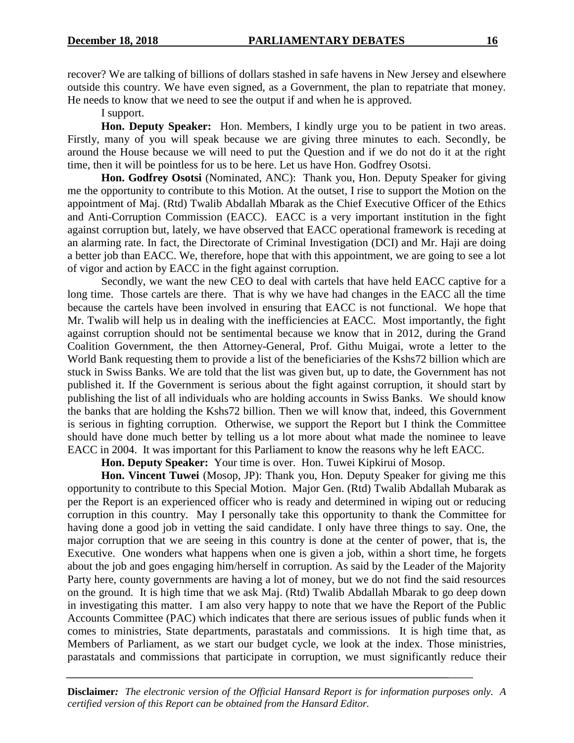recover? We are talking of billions of dollars stashed in safe havens in New Jersey and elsewhere outside this country. We have even signed, as a Government, the plan to repatriate that money. He needs to know that we need to see the output if and when he is approved.

I support.

**Hon. Deputy Speaker:** Hon. Members, I kindly urge you to be patient in two areas. Firstly, many of you will speak because we are giving three minutes to each. Secondly, be around the House because we will need to put the Question and if we do not do it at the right time, then it will be pointless for us to be here. Let us have Hon. Godfrey Osotsi.

**Hon. Godfrey Osotsi** (Nominated, ANC): Thank you, Hon. Deputy Speaker for giving me the opportunity to contribute to this Motion. At the outset, I rise to support the Motion on the appointment of Maj. (Rtd) Twalib Abdallah Mbarak as the Chief Executive Officer of the Ethics and Anti-Corruption Commission (EACC). EACC is a very important institution in the fight against corruption but, lately, we have observed that EACC operational framework is receding at an alarming rate. In fact, the Directorate of Criminal Investigation (DCI) and Mr. Haji are doing a better job than EACC. We, therefore, hope that with this appointment, we are going to see a lot of vigor and action by EACC in the fight against corruption.

Secondly, we want the new CEO to deal with cartels that have held EACC captive for a long time. Those cartels are there. That is why we have had changes in the EACC all the time because the cartels have been involved in ensuring that EACC is not functional. We hope that Mr. Twalib will help us in dealing with the inefficiencies at EACC. Most importantly, the fight against corruption should not be sentimental because we know that in 2012, during the Grand Coalition Government, the then Attorney-General, Prof. Githu Muigai, wrote a letter to the World Bank requesting them to provide a list of the beneficiaries of the Kshs72 billion which are stuck in Swiss Banks. We are told that the list was given but, up to date, the Government has not published it. If the Government is serious about the fight against corruption, it should start by publishing the list of all individuals who are holding accounts in Swiss Banks. We should know the banks that are holding the Kshs72 billion. Then we will know that, indeed, this Government is serious in fighting corruption. Otherwise, we support the Report but I think the Committee should have done much better by telling us a lot more about what made the nominee to leave EACC in 2004. It was important for this Parliament to know the reasons why he left EACC.

**Hon. Deputy Speaker:** Your time is over. Hon. Tuwei Kipkirui of Mosop.

**Hon. Vincent Tuwei** (Mosop, JP): Thank you, Hon. Deputy Speaker for giving me this opportunity to contribute to this Special Motion. Major Gen. (Rtd) Twalib Abdallah Mubarak as per the Report is an experienced officer who is ready and determined in wiping out or reducing corruption in this country. May I personally take this opportunity to thank the Committee for having done a good job in vetting the said candidate. I only have three things to say. One, the major corruption that we are seeing in this country is done at the center of power, that is, the Executive. One wonders what happens when one is given a job, within a short time, he forgets about the job and goes engaging him/herself in corruption. As said by the Leader of the Majority Party here, county governments are having a lot of money, but we do not find the said resources on the ground. It is high time that we ask Maj. (Rtd) Twalib Abdallah Mbarak to go deep down in investigating this matter. I am also very happy to note that we have the Report of the Public Accounts Committee (PAC) which indicates that there are serious issues of public funds when it comes to ministries, State departments, parastatals and commissions. It is high time that, as Members of Parliament, as we start our budget cycle, we look at the index. Those ministries, parastatals and commissions that participate in corruption, we must significantly reduce their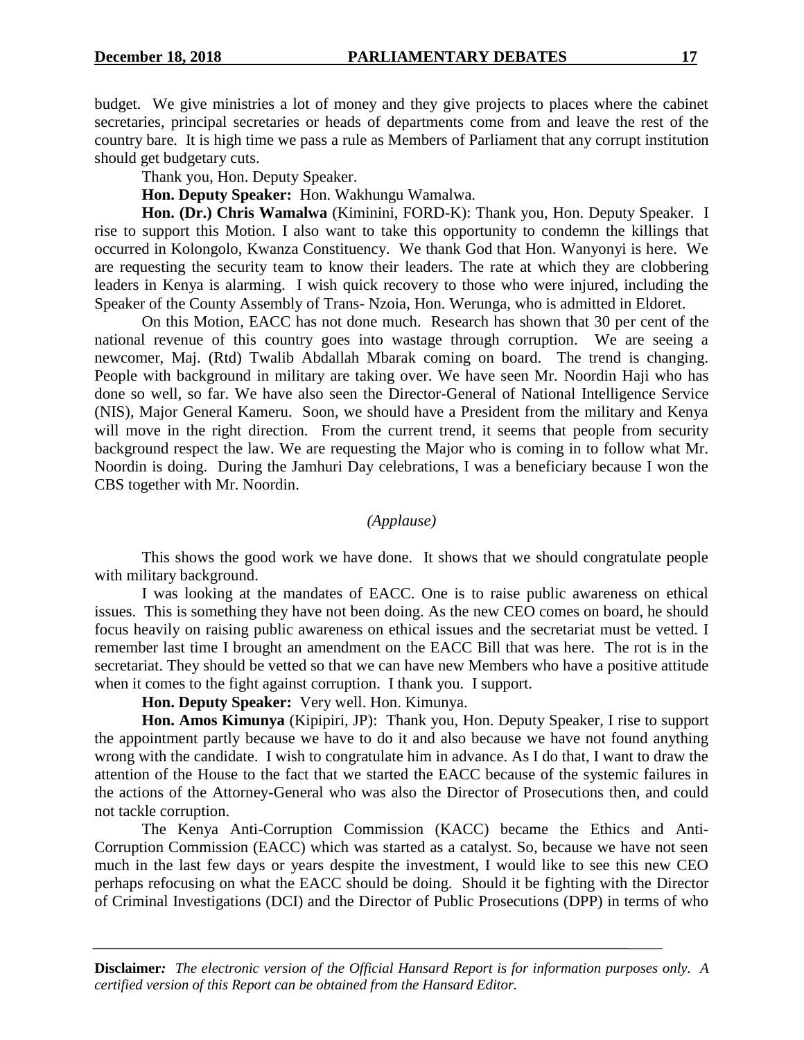budget. We give ministries a lot of money and they give projects to places where the cabinet secretaries, principal secretaries or heads of departments come from and leave the rest of the country bare. It is high time we pass a rule as Members of Parliament that any corrupt institution should get budgetary cuts.

Thank you, Hon. Deputy Speaker.

**Hon. Deputy Speaker:** Hon. Wakhungu Wamalwa.

**Hon. (Dr.) Chris Wamalwa** (Kiminini, FORD-K): Thank you, Hon. Deputy Speaker. I rise to support this Motion. I also want to take this opportunity to condemn the killings that occurred in Kolongolo, Kwanza Constituency. We thank God that Hon. Wanyonyi is here. We are requesting the security team to know their leaders. The rate at which they are clobbering leaders in Kenya is alarming. I wish quick recovery to those who were injured, including the Speaker of the County Assembly of Trans- Nzoia, Hon. Werunga, who is admitted in Eldoret.

On this Motion, EACC has not done much. Research has shown that 30 per cent of the national revenue of this country goes into wastage through corruption. We are seeing a newcomer, Maj. (Rtd) Twalib Abdallah Mbarak coming on board. The trend is changing. People with background in military are taking over. We have seen Mr. Noordin Haji who has done so well, so far. We have also seen the Director-General of National Intelligence Service (NIS), Major General Kameru. Soon, we should have a President from the military and Kenya will move in the right direction. From the current trend, it seems that people from security background respect the law. We are requesting the Major who is coming in to follow what Mr. Noordin is doing. During the Jamhuri Day celebrations, I was a beneficiary because I won the CBS together with Mr. Noordin.

*(Applause)*

This shows the good work we have done. It shows that we should congratulate people with military background.

I was looking at the mandates of EACC. One is to raise public awareness on ethical issues. This is something they have not been doing. As the new CEO comes on board, he should focus heavily on raising public awareness on ethical issues and the secretariat must be vetted. I remember last time I brought an amendment on the EACC Bill that was here. The rot is in the secretariat. They should be vetted so that we can have new Members who have a positive attitude when it comes to the fight against corruption. I thank you. I support.

**Hon. Deputy Speaker:** Very well. Hon. Kimunya.

**Hon. Amos Kimunya** (Kipipiri, JP): Thank you, Hon. Deputy Speaker, I rise to support the appointment partly because we have to do it and also because we have not found anything wrong with the candidate. I wish to congratulate him in advance. As I do that, I want to draw the attention of the House to the fact that we started the EACC because of the systemic failures in the actions of the Attorney-General who was also the Director of Prosecutions then, and could not tackle corruption.

The Kenya Anti-Corruption Commission (KACC) became the Ethics and Anti-Corruption Commission (EACC) which was started as a catalyst. So, because we have not seen much in the last few days or years despite the investment, I would like to see this new CEO perhaps refocusing on what the EACC should be doing. Should it be fighting with the Director of Criminal Investigations (DCI) and the Director of Public Prosecutions (DPP) in terms of who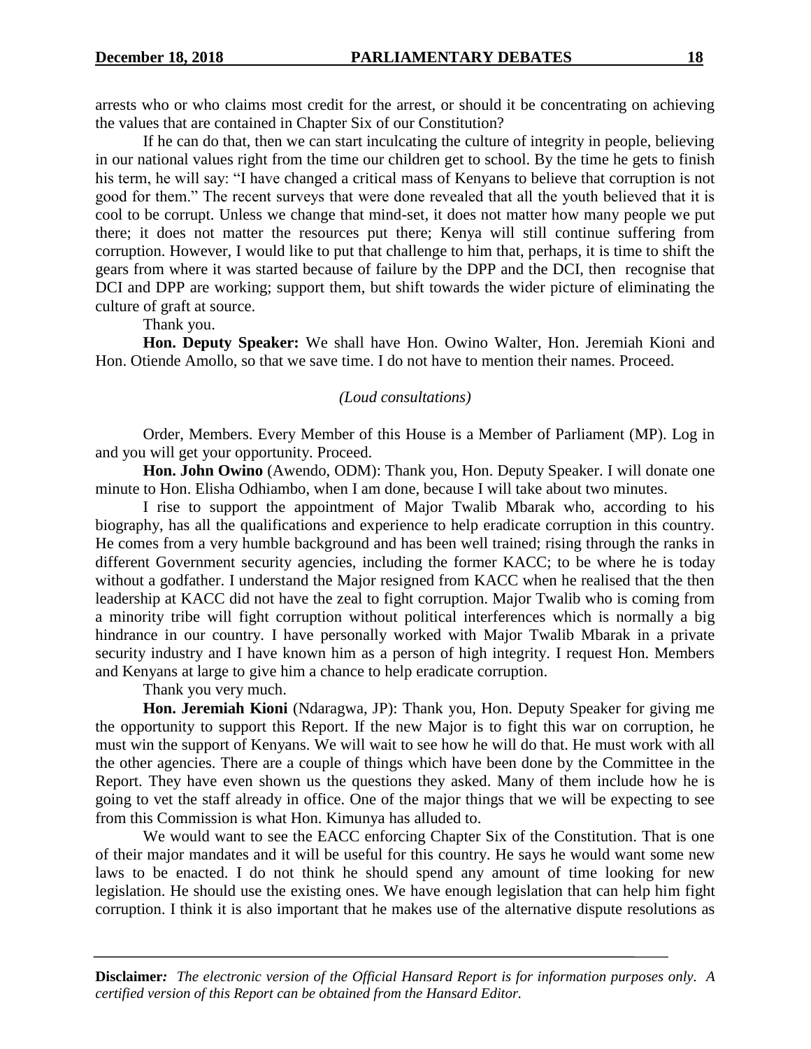arrests who or who claims most credit for the arrest, or should it be concentrating on achieving the values that are contained in Chapter Six of our Constitution?

If he can do that, then we can start inculcating the culture of integrity in people, believing in our national values right from the time our children get to school. By the time he gets to finish his term, he will say: "I have changed a critical mass of Kenyans to believe that corruption is not good for them." The recent surveys that were done revealed that all the youth believed that it is cool to be corrupt. Unless we change that mind-set, it does not matter how many people we put there; it does not matter the resources put there; Kenya will still continue suffering from corruption. However, I would like to put that challenge to him that, perhaps, it is time to shift the gears from where it was started because of failure by the DPP and the DCI, then recognise that DCI and DPP are working; support them, but shift towards the wider picture of eliminating the culture of graft at source.

Thank you.

**Hon. Deputy Speaker:** We shall have Hon. Owino Walter, Hon. Jeremiah Kioni and Hon. Otiende Amollo, so that we save time. I do not have to mention their names. Proceed.

*(Loud consultations)*

Order, Members. Every Member of this House is a Member of Parliament (MP). Log in and you will get your opportunity. Proceed.

**Hon. John Owino** (Awendo, ODM): Thank you, Hon. Deputy Speaker. I will donate one minute to Hon. Elisha Odhiambo, when I am done, because I will take about two minutes.

I rise to support the appointment of Major Twalib Mbarak who, according to his biography, has all the qualifications and experience to help eradicate corruption in this country. He comes from a very humble background and has been well trained; rising through the ranks in different Government security agencies, including the former KACC; to be where he is today without a godfather. I understand the Major resigned from KACC when he realised that the then leadership at KACC did not have the zeal to fight corruption. Major Twalib who is coming from a minority tribe will fight corruption without political interferences which is normally a big hindrance in our country. I have personally worked with Major Twalib Mbarak in a private security industry and I have known him as a person of high integrity. I request Hon. Members and Kenyans at large to give him a chance to help eradicate corruption.

Thank you very much.

**Hon. Jeremiah Kioni** (Ndaragwa, JP): Thank you, Hon. Deputy Speaker for giving me the opportunity to support this Report. If the new Major is to fight this war on corruption, he must win the support of Kenyans. We will wait to see how he will do that. He must work with all the other agencies. There are a couple of things which have been done by the Committee in the Report. They have even shown us the questions they asked. Many of them include how he is going to vet the staff already in office. One of the major things that we will be expecting to see from this Commission is what Hon. Kimunya has alluded to.

We would want to see the EACC enforcing Chapter Six of the Constitution. That is one of their major mandates and it will be useful for this country. He says he would want some new laws to be enacted. I do not think he should spend any amount of time looking for new legislation. He should use the existing ones. We have enough legislation that can help him fight corruption. I think it is also important that he makes use of the alternative dispute resolutions as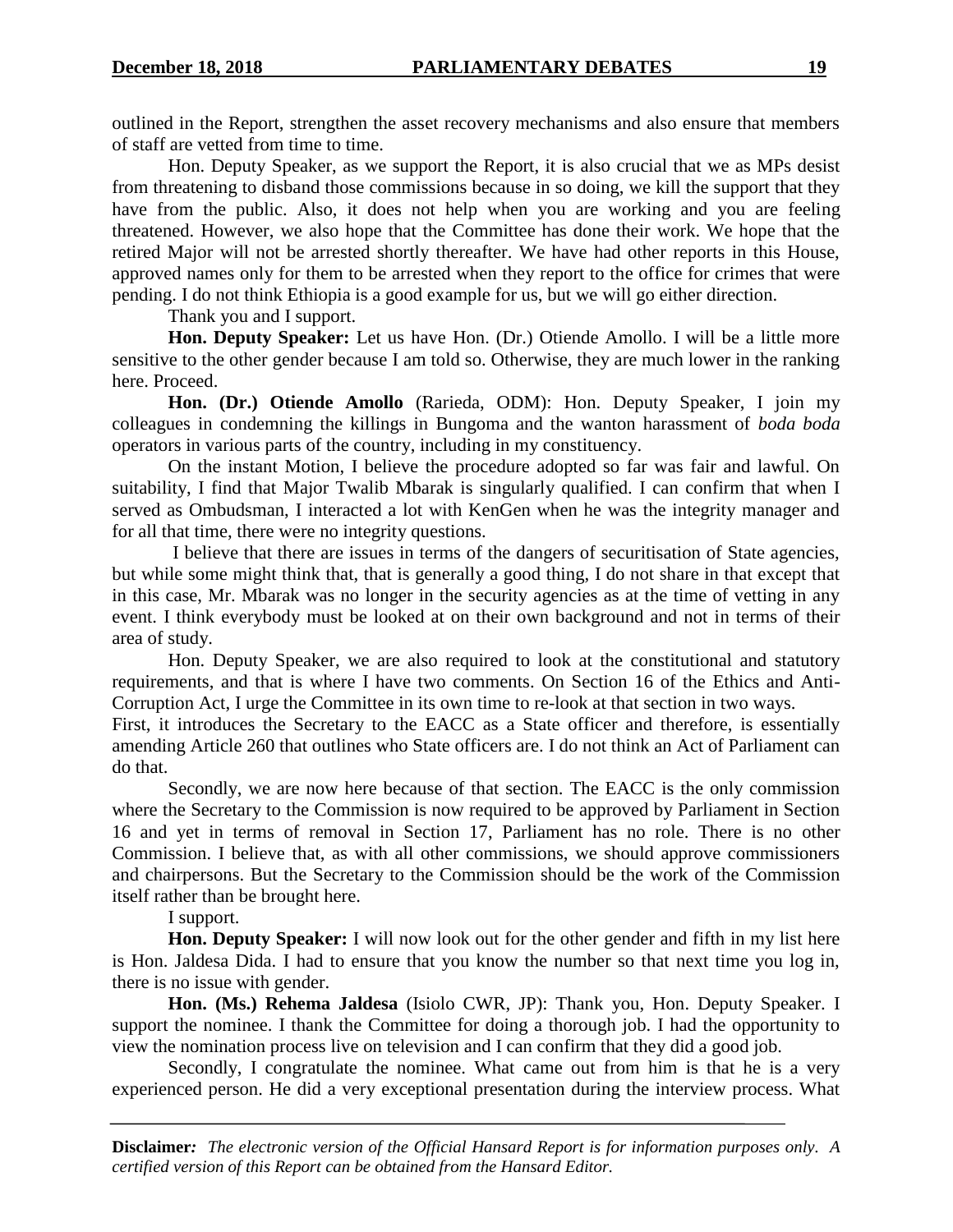outlined in the Report, strengthen the asset recovery mechanisms and also ensure that members of staff are vetted from time to time.

Hon. Deputy Speaker, as we support the Report, it is also crucial that we as MPs desist from threatening to disband those commissions because in so doing, we kill the support that they have from the public. Also, it does not help when you are working and you are feeling threatened. However, we also hope that the Committee has done their work. We hope that the retired Major will not be arrested shortly thereafter. We have had other reports in this House, approved names only for them to be arrested when they report to the office for crimes that were pending. I do not think Ethiopia is a good example for us, but we will go either direction.

Thank you and I support.

**Hon. Deputy Speaker:** Let us have Hon. (Dr.) Otiende Amollo. I will be a little more sensitive to the other gender because I am told so. Otherwise, they are much lower in the ranking here. Proceed.

**Hon. (Dr.) Otiende Amollo** (Rarieda, ODM): Hon. Deputy Speaker, I join my colleagues in condemning the killings in Bungoma and the wanton harassment of *boda boda* operators in various parts of the country, including in my constituency.

On the instant Motion, I believe the procedure adopted so far was fair and lawful. On suitability, I find that Major Twalib Mbarak is singularly qualified. I can confirm that when I served as Ombudsman, I interacted a lot with KenGen when he was the integrity manager and for all that time, there were no integrity questions.

I believe that there are issues in terms of the dangers of securitisation of State agencies, but while some might think that, that is generally a good thing, I do not share in that except that in this case, Mr. Mbarak was no longer in the security agencies as at the time of vetting in any event. I think everybody must be looked at on their own background and not in terms of their area of study.

Hon. Deputy Speaker, we are also required to look at the constitutional and statutory requirements, and that is where I have two comments. On Section 16 of the Ethics and Anti-Corruption Act, I urge the Committee in its own time to re-look at that section in two ways.

First, it introduces the Secretary to the EACC as a State officer and therefore, is essentially amending Article 260 that outlines who State officers are. I do not think an Act of Parliament can do that.

Secondly, we are now here because of that section. The EACC is the only commission where the Secretary to the Commission is now required to be approved by Parliament in Section 16 and yet in terms of removal in Section 17, Parliament has no role. There is no other Commission. I believe that, as with all other commissions, we should approve commissioners and chairpersons. But the Secretary to the Commission should be the work of the Commission itself rather than be brought here.

I support.

**Hon. Deputy Speaker:** I will now look out for the other gender and fifth in my list here is Hon. Jaldesa Dida. I had to ensure that you know the number so that next time you log in, there is no issue with gender.

**Hon. (Ms.) Rehema Jaldesa** (Isiolo CWR, JP): Thank you, Hon. Deputy Speaker. I support the nominee. I thank the Committee for doing a thorough job. I had the opportunity to view the nomination process live on television and I can confirm that they did a good job.

Secondly, I congratulate the nominee. What came out from him is that he is a very experienced person. He did a very exceptional presentation during the interview process. What

**Disclaimer***: The electronic version of the Official Hansard Report is for information purposes only. A certified version of this Report can be obtained from the Hansard Editor.*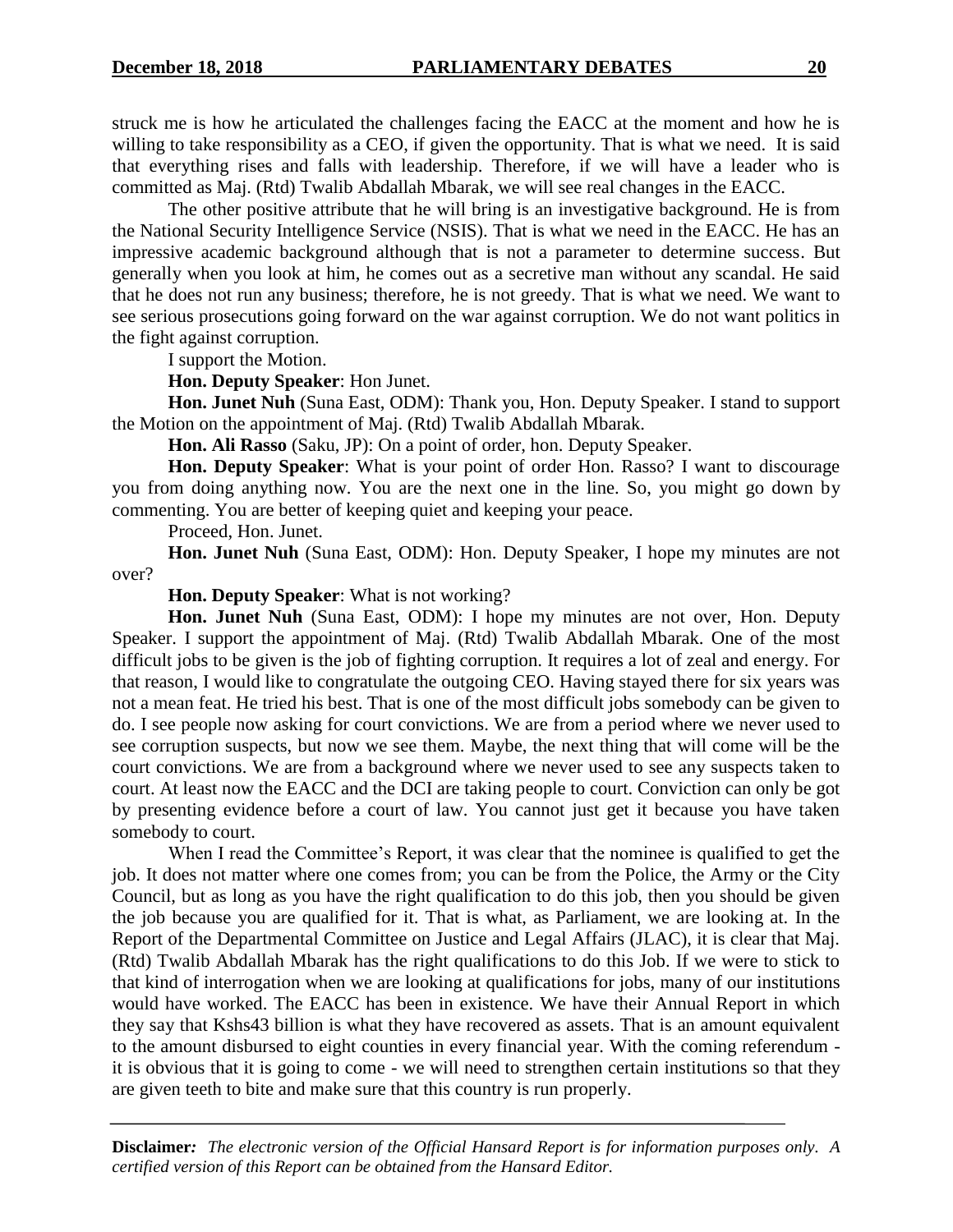struck me is how he articulated the challenges facing the EACC at the moment and how he is willing to take responsibility as a CEO, if given the opportunity. That is what we need. It is said that everything rises and falls with leadership. Therefore, if we will have a leader who is committed as Maj. (Rtd) Twalib Abdallah Mbarak, we will see real changes in the EACC.

The other positive attribute that he will bring is an investigative background. He is from the National Security Intelligence Service (NSIS). That is what we need in the EACC. He has an impressive academic background although that is not a parameter to determine success. But generally when you look at him, he comes out as a secretive man without any scandal. He said that he does not run any business; therefore, he is not greedy. That is what we need. We want to see serious prosecutions going forward on the war against corruption. We do not want politics in the fight against corruption.

I support the Motion.

**Hon. Deputy Speaker**: Hon Junet.

**Hon. Junet Nuh** (Suna East, ODM): Thank you, Hon. Deputy Speaker. I stand to support the Motion on the appointment of Maj. (Rtd) Twalib Abdallah Mbarak.

**Hon. Ali Rasso** (Saku, JP): On a point of order, hon. Deputy Speaker.

**Hon. Deputy Speaker**: What is your point of order Hon. Rasso? I want to discourage you from doing anything now. You are the next one in the line. So, you might go down by commenting. You are better of keeping quiet and keeping your peace.

Proceed, Hon. Junet.

**Hon. Junet Nuh** (Suna East, ODM): Hon. Deputy Speaker, I hope my minutes are not over?

**Hon. Deputy Speaker**: What is not working?

**Hon. Junet Nuh** (Suna East, ODM): I hope my minutes are not over, Hon. Deputy Speaker. I support the appointment of Maj. (Rtd) Twalib Abdallah Mbarak. One of the most difficult jobs to be given is the job of fighting corruption. It requires a lot of zeal and energy. For that reason, I would like to congratulate the outgoing CEO. Having stayed there for six years was not a mean feat. He tried his best. That is one of the most difficult jobs somebody can be given to do. I see people now asking for court convictions. We are from a period where we never used to see corruption suspects, but now we see them. Maybe, the next thing that will come will be the court convictions. We are from a background where we never used to see any suspects taken to court. At least now the EACC and the DCI are taking people to court. Conviction can only be got by presenting evidence before a court of law. You cannot just get it because you have taken somebody to court.

When I read the Committee's Report, it was clear that the nominee is qualified to get the job. It does not matter where one comes from; you can be from the Police, the Army or the City Council, but as long as you have the right qualification to do this job, then you should be given the job because you are qualified for it. That is what, as Parliament, we are looking at. In the Report of the Departmental Committee on Justice and Legal Affairs (JLAC), it is clear that Maj. (Rtd) Twalib Abdallah Mbarak has the right qualifications to do this Job. If we were to stick to that kind of interrogation when we are looking at qualifications for jobs, many of our institutions would have worked. The EACC has been in existence. We have their Annual Report in which they say that Kshs43 billion is what they have recovered as assets. That is an amount equivalent to the amount disbursed to eight counties in every financial year. With the coming referendum - it is obvious that it is going to come - we will need to strengthen certain institutions so that they are given teeth to bite and make sure that this country is run properly.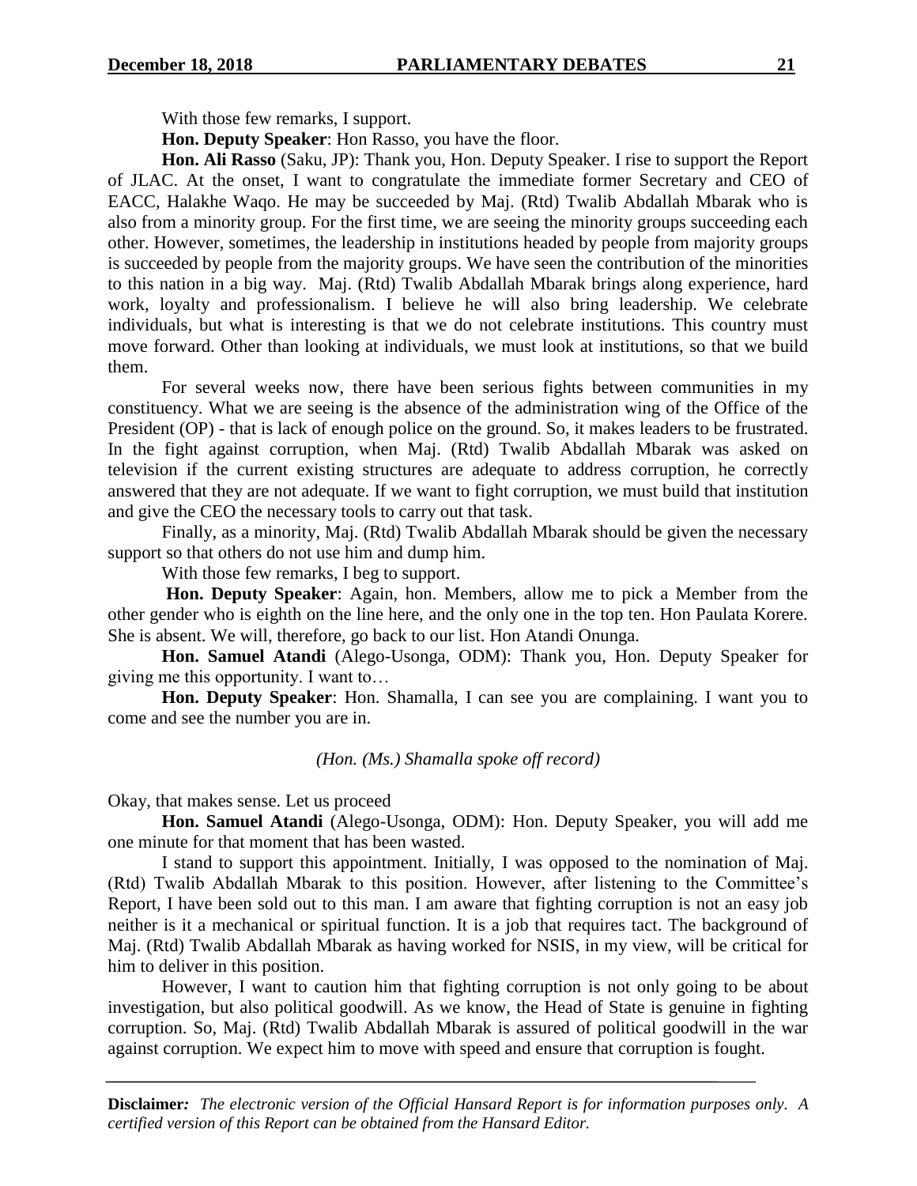With those few remarks, I support.

**Hon. Deputy Speaker**: Hon Rasso, you have the floor.

**Hon. Ali Rasso** (Saku, JP): Thank you, Hon. Deputy Speaker. I rise to support the Report of JLAC. At the onset, I want to congratulate the immediate former Secretary and CEO of EACC, Halakhe Waqo. He may be succeeded by Maj. (Rtd) Twalib Abdallah Mbarak who is also from a minority group. For the first time, we are seeing the minority groups succeeding each other. However, sometimes, the leadership in institutions headed by people from majority groups is succeeded by people from the majority groups. We have seen the contribution of the minorities to this nation in a big way. Maj. (Rtd) Twalib Abdallah Mbarak brings along experience, hard work, loyalty and professionalism. I believe he will also bring leadership. We celebrate individuals, but what is interesting is that we do not celebrate institutions. This country must move forward. Other than looking at individuals, we must look at institutions, so that we build them.

For several weeks now, there have been serious fights between communities in my constituency. What we are seeing is the absence of the administration wing of the Office of the President (OP) - that is lack of enough police on the ground. So, it makes leaders to be frustrated. In the fight against corruption, when Maj. (Rtd) Twalib Abdallah Mbarak was asked on television if the current existing structures are adequate to address corruption, he correctly answered that they are not adequate. If we want to fight corruption, we must build that institution and give the CEO the necessary tools to carry out that task.

Finally, as a minority, Maj. (Rtd) Twalib Abdallah Mbarak should be given the necessary support so that others do not use him and dump him.

With those few remarks, I beg to support.

**Hon. Deputy Speaker**: Again, hon. Members, allow me to pick a Member from the other gender who is eighth on the line here, and the only one in the top ten. Hon Paulata Korere. She is absent. We will, therefore, go back to our list. Hon Atandi Onunga.

**Hon. Samuel Atandi** (Alego-Usonga, ODM): Thank you, Hon. Deputy Speaker for giving me this opportunity. I want to…

**Hon. Deputy Speaker**: Hon. Shamalla, I can see you are complaining. I want you to come and see the number you are in.

*(Hon. (Ms.) Shamalla spoke off record)*

Okay, that makes sense. Let us proceed

**Hon. Samuel Atandi** (Alego-Usonga, ODM): Hon. Deputy Speaker, you will add me one minute for that moment that has been wasted.

I stand to support this appointment. Initially, I was opposed to the nomination of Maj. (Rtd) Twalib Abdallah Mbarak to this position. However, after listening to the Committee's Report, I have been sold out to this man. I am aware that fighting corruption is not an easy job neither is it a mechanical or spiritual function. It is a job that requires tact. The background of Maj. (Rtd) Twalib Abdallah Mbarak as having worked for NSIS, in my view, will be critical for him to deliver in this position.

However, I want to caution him that fighting corruption is not only going to be about investigation, but also political goodwill. As we know, the Head of State is genuine in fighting corruption. So, Maj. (Rtd) Twalib Abdallah Mbarak is assured of political goodwill in the war against corruption. We expect him to move with speed and ensure that corruption is fought.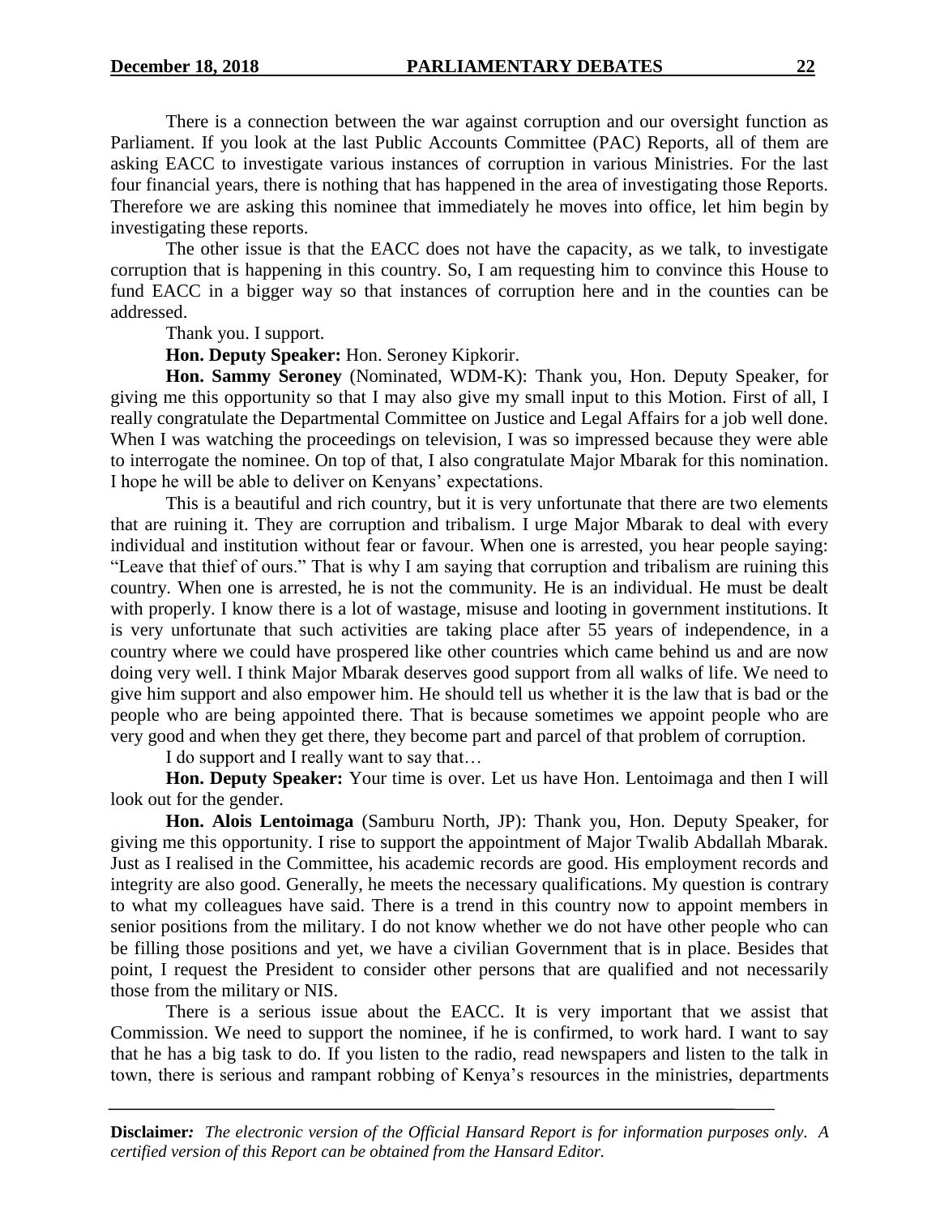There is a connection between the war against corruption and our oversight function as Parliament. If you look at the last Public Accounts Committee (PAC) Reports, all of them are asking EACC to investigate various instances of corruption in various Ministries. For the last four financial years, there is nothing that has happened in the area of investigating those Reports. Therefore we are asking this nominee that immediately he moves into office, let him begin by investigating these reports.

The other issue is that the EACC does not have the capacity, as we talk, to investigate corruption that is happening in this country. So, I am requesting him to convince this House to fund EACC in a bigger way so that instances of corruption here and in the counties can be addressed.

Thank you. I support.

**Hon. Deputy Speaker:** Hon. Seroney Kipkorir.

**Hon. Sammy Seroney** (Nominated, WDM-K): Thank you, Hon. Deputy Speaker, for giving me this opportunity so that I may also give my small input to this Motion. First of all, I really congratulate the Departmental Committee on Justice and Legal Affairs for a job well done. When I was watching the proceedings on television, I was so impressed because they were able to interrogate the nominee. On top of that, I also congratulate Major Mbarak for this nomination. I hope he will be able to deliver on Kenyans' expectations.

This is a beautiful and rich country, but it is very unfortunate that there are two elements that are ruining it. They are corruption and tribalism. I urge Major Mbarak to deal with every individual and institution without fear or favour. When one is arrested, you hear people saying: "Leave that thief of ours." That is why I am saying that corruption and tribalism are ruining this country. When one is arrested, he is not the community. He is an individual. He must be dealt with properly. I know there is a lot of wastage, misuse and looting in government institutions. It is very unfortunate that such activities are taking place after 55 years of independence, in a country where we could have prospered like other countries which came behind us and are now doing very well. I think Major Mbarak deserves good support from all walks of life. We need to give him support and also empower him. He should tell us whether it is the law that is bad or the people who are being appointed there. That is because sometimes we appoint people who are very good and when they get there, they become part and parcel of that problem of corruption.

I do support and I really want to say that…

**Hon. Deputy Speaker:** Your time is over. Let us have Hon. Lentoimaga and then I will look out for the gender.

**Hon. Alois Lentoimaga** (Samburu North, JP): Thank you, Hon. Deputy Speaker, for giving me this opportunity. I rise to support the appointment of Major Twalib Abdallah Mbarak. Just as I realised in the Committee, his academic records are good. His employment records and integrity are also good. Generally, he meets the necessary qualifications. My question is contrary to what my colleagues have said. There is a trend in this country now to appoint members in senior positions from the military. I do not know whether we do not have other people who can be filling those positions and yet, we have a civilian Government that is in place. Besides that point, I request the President to consider other persons that are qualified and not necessarily those from the military or NIS.

There is a serious issue about the EACC. It is very important that we assist that Commission. We need to support the nominee, if he is confirmed, to work hard. I want to say that he has a big task to do. If you listen to the radio, read newspapers and listen to the talk in town, there is serious and rampant robbing of Kenya's resources in the ministries, departments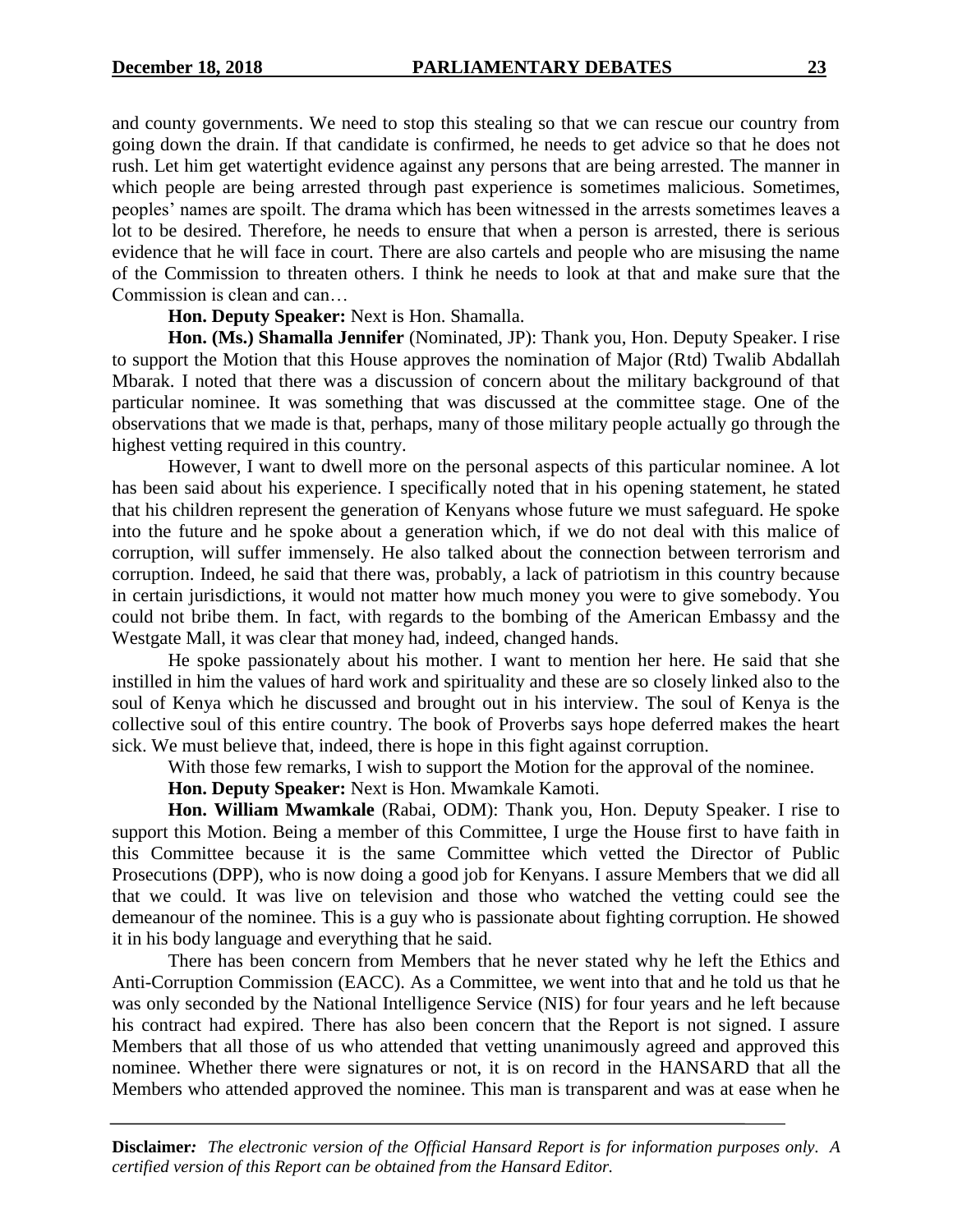and county governments. We need to stop this stealing so that we can rescue our country from going down the drain. If that candidate is confirmed, he needs to get advice so that he does not rush. Let him get watertight evidence against any persons that are being arrested. The manner in which people are being arrested through past experience is sometimes malicious. Sometimes, peoples' names are spoilt. The drama which has been witnessed in the arrests sometimes leaves a lot to be desired. Therefore, he needs to ensure that when a person is arrested, there is serious evidence that he will face in court. There are also cartels and people who are misusing the name of the Commission to threaten others. I think he needs to look at that and make sure that the Commission is clean and can…

**Hon. Deputy Speaker:** Next is Hon. Shamalla.

**Hon. (Ms.) Shamalla Jennifer** (Nominated, JP): Thank you, Hon. Deputy Speaker. I rise to support the Motion that this House approves the nomination of Major (Rtd) Twalib Abdallah Mbarak. I noted that there was a discussion of concern about the military background of that particular nominee. It was something that was discussed at the committee stage. One of the observations that we made is that, perhaps, many of those military people actually go through the highest vetting required in this country.

However, I want to dwell more on the personal aspects of this particular nominee. A lot has been said about his experience. I specifically noted that in his opening statement, he stated that his children represent the generation of Kenyans whose future we must safeguard. He spoke into the future and he spoke about a generation which, if we do not deal with this malice of corruption, will suffer immensely. He also talked about the connection between terrorism and corruption. Indeed, he said that there was, probably, a lack of patriotism in this country because in certain jurisdictions, it would not matter how much money you were to give somebody. You could not bribe them. In fact, with regards to the bombing of the American Embassy and the Westgate Mall, it was clear that money had, indeed, changed hands.

He spoke passionately about his mother. I want to mention her here. He said that she instilled in him the values of hard work and spirituality and these are so closely linked also to the soul of Kenya which he discussed and brought out in his interview. The soul of Kenya is the collective soul of this entire country. The book of Proverbs says hope deferred makes the heart sick. We must believe that, indeed, there is hope in this fight against corruption.

With those few remarks, I wish to support the Motion for the approval of the nominee.

**Hon. Deputy Speaker:** Next is Hon. Mwamkale Kamoti.

**Hon. William Mwamkale** (Rabai, ODM): Thank you, Hon. Deputy Speaker. I rise to support this Motion. Being a member of this Committee, I urge the House first to have faith in this Committee because it is the same Committee which vetted the Director of Public Prosecutions (DPP), who is now doing a good job for Kenyans. I assure Members that we did all that we could. It was live on television and those who watched the vetting could see the demeanour of the nominee. This is a guy who is passionate about fighting corruption. He showed it in his body language and everything that he said.

There has been concern from Members that he never stated why he left the Ethics and Anti-Corruption Commission (EACC). As a Committee, we went into that and he told us that he was only seconded by the National Intelligence Service (NIS) for four years and he left because his contract had expired. There has also been concern that the Report is not signed. I assure Members that all those of us who attended that vetting unanimously agreed and approved this nominee. Whether there were signatures or not, it is on record in the HANSARD that all the Members who attended approved the nominee. This man is transparent and was at ease when he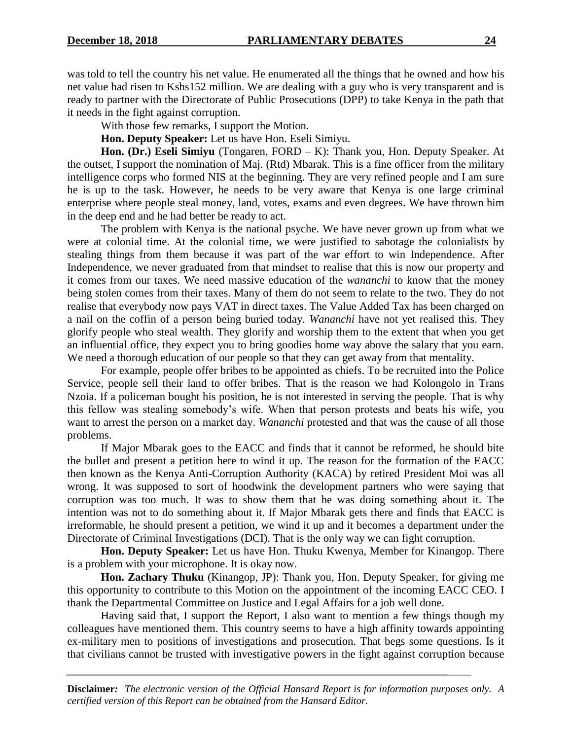was told to tell the country his net value. He enumerated all the things that he owned and how his net value had risen to Kshs152 million. We are dealing with a guy who is very transparent and is ready to partner with the Directorate of Public Prosecutions (DPP) to take Kenya in the path that it needs in the fight against corruption.

With those few remarks, I support the Motion.

**Hon. Deputy Speaker:** Let us have Hon. Eseli Simiyu.

**Hon. (Dr.) Eseli Simiyu** (Tongaren, FORD – K): Thank you, Hon. Deputy Speaker. At the outset, I support the nomination of Maj. (Rtd) Mbarak. This is a fine officer from the military intelligence corps who formed NIS at the beginning. They are very refined people and I am sure he is up to the task. However, he needs to be very aware that Kenya is one large criminal enterprise where people steal money, land, votes, exams and even degrees. We have thrown him in the deep end and he had better be ready to act.

The problem with Kenya is the national psyche. We have never grown up from what we were at colonial time. At the colonial time, we were justified to sabotage the colonialists by stealing things from them because it was part of the war effort to win Independence. After Independence, we never graduated from that mindset to realise that this is now our property and it comes from our taxes. We need massive education of the *wananchi* to know that the money being stolen comes from their taxes. Many of them do not seem to relate to the two. They do not realise that everybody now pays VAT in direct taxes. The Value Added Tax has been charged on a nail on the coffin of a person being buried today. *Wananchi* have not yet realised this. They glorify people who steal wealth. They glorify and worship them to the extent that when you get an influential office, they expect you to bring goodies home way above the salary that you earn. We need a thorough education of our people so that they can get away from that mentality.

For example, people offer bribes to be appointed as chiefs. To be recruited into the Police Service, people sell their land to offer bribes. That is the reason we had Kolongolo in Trans Nzoia. If a policeman bought his position, he is not interested in serving the people. That is why this fellow was stealing somebody's wife. When that person protests and beats his wife, you want to arrest the person on a market day. *Wananchi* protested and that was the cause of all those problems.

If Major Mbarak goes to the EACC and finds that it cannot be reformed, he should bite the bullet and present a petition here to wind it up. The reason for the formation of the EACC then known as the Kenya Anti-Corruption Authority (KACA) by retired President Moi was all wrong. It was supposed to sort of hoodwink the development partners who were saying that corruption was too much. It was to show them that he was doing something about it. The intention was not to do something about it. If Major Mbarak gets there and finds that EACC is irreformable, he should present a petition, we wind it up and it becomes a department under the Directorate of Criminal Investigations (DCI). That is the only way we can fight corruption.

**Hon. Deputy Speaker:** Let us have Hon. Thuku Kwenya, Member for Kinangop. There is a problem with your microphone. It is okay now.

**Hon. Zachary Thuku** (Kinangop, JP): Thank you, Hon. Deputy Speaker, for giving me this opportunity to contribute to this Motion on the appointment of the incoming EACC CEO. I thank the Departmental Committee on Justice and Legal Affairs for a job well done.

Having said that, I support the Report, I also want to mention a few things though my colleagues have mentioned them. This country seems to have a high affinity towards appointing ex-military men to positions of investigations and prosecution. That begs some questions. Is it that civilians cannot be trusted with investigative powers in the fight against corruption because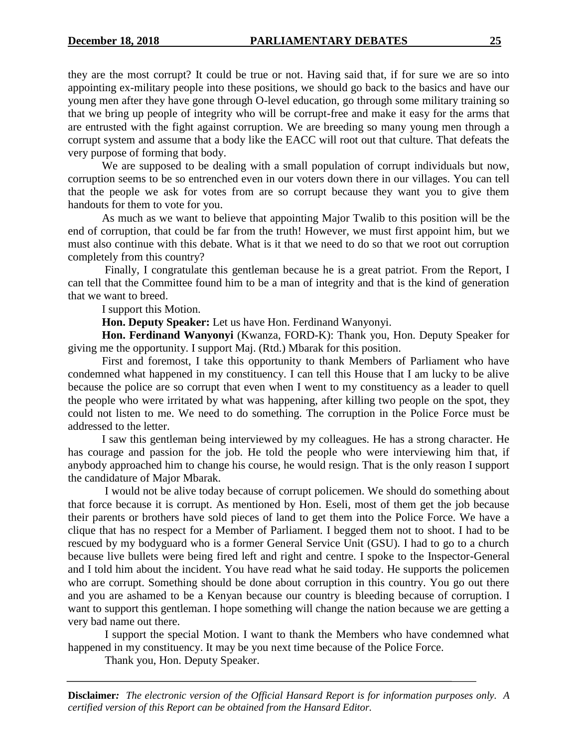they are the most corrupt? It could be true or not. Having said that, if for sure we are so into appointing ex-military people into these positions, we should go back to the basics and have our young men after they have gone through O-level education, go through some military training so that we bring up people of integrity who will be corrupt-free and make it easy for the arms that are entrusted with the fight against corruption. We are breeding so many young men through a corrupt system and assume that a body like the EACC will root out that culture. That defeats the very purpose of forming that body.

We are supposed to be dealing with a small population of corrupt individuals but now, corruption seems to be so entrenched even in our voters down there in our villages. You can tell that the people we ask for votes from are so corrupt because they want you to give them handouts for them to vote for you.

As much as we want to believe that appointing Major Twalib to this position will be the end of corruption, that could be far from the truth! However, we must first appoint him, but we must also continue with this debate. What is it that we need to do so that we root out corruption completely from this country?

Finally, I congratulate this gentleman because he is a great patriot. From the Report, I can tell that the Committee found him to be a man of integrity and that is the kind of generation that we want to breed.

I support this Motion.

**Hon. Deputy Speaker:** Let us have Hon. Ferdinand Wanyonyi.

**Hon. Ferdinand Wanyonyi** (Kwanza, FORD-K): Thank you, Hon. Deputy Speaker for giving me the opportunity. I support Maj. (Rtd.) Mbarak for this position.

First and foremost, I take this opportunity to thank Members of Parliament who have condemned what happened in my constituency. I can tell this House that I am lucky to be alive because the police are so corrupt that even when I went to my constituency as a leader to quell the people who were irritated by what was happening, after killing two people on the spot, they could not listen to me. We need to do something. The corruption in the Police Force must be addressed to the letter.

I saw this gentleman being interviewed by my colleagues. He has a strong character. He has courage and passion for the job. He told the people who were interviewing him that, if anybody approached him to change his course, he would resign. That is the only reason I support the candidature of Major Mbarak.

I would not be alive today because of corrupt policemen. We should do something about that force because it is corrupt. As mentioned by Hon. Eseli, most of them get the job because their parents or brothers have sold pieces of land to get them into the Police Force. We have a clique that has no respect for a Member of Parliament. I begged them not to shoot. I had to be rescued by my bodyguard who is a former General Service Unit (GSU). I had to go to a church because live bullets were being fired left and right and centre. I spoke to the Inspector-General and I told him about the incident. You have read what he said today. He supports the policemen who are corrupt. Something should be done about corruption in this country. You go out there and you are ashamed to be a Kenyan because our country is bleeding because of corruption. I want to support this gentleman. I hope something will change the nation because we are getting a very bad name out there.

I support the special Motion. I want to thank the Members who have condemned what happened in my constituency. It may be you next time because of the Police Force.

Thank you, Hon. Deputy Speaker.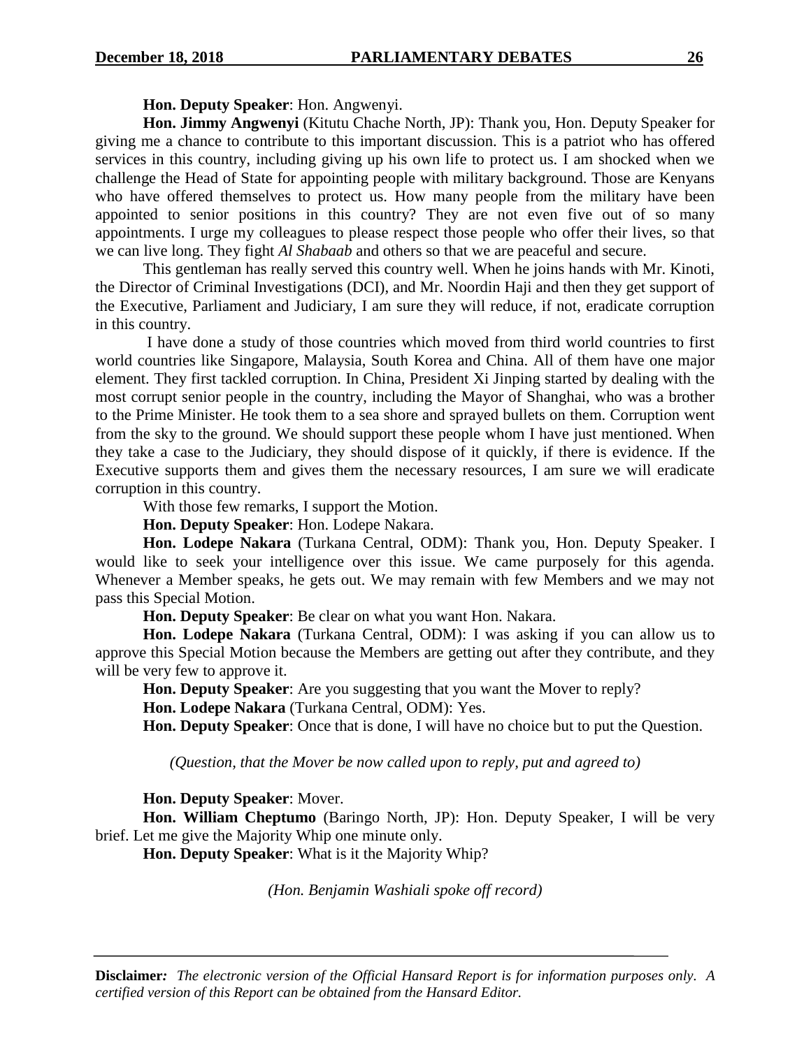**Hon. Deputy Speaker**: Hon. Angwenyi.

**Hon. Jimmy Angwenyi** (Kitutu Chache North, JP): Thank you, Hon. Deputy Speaker for giving me a chance to contribute to this important discussion. This is a patriot who has offered services in this country, including giving up his own life to protect us. I am shocked when we challenge the Head of State for appointing people with military background. Those are Kenyans who have offered themselves to protect us. How many people from the military have been appointed to senior positions in this country? They are not even five out of so many appointments. I urge my colleagues to please respect those people who offer their lives, so that we can live long. They fight *Al Shabaab* and others so that we are peaceful and secure.

This gentleman has really served this country well. When he joins hands with Mr. Kinoti, the Director of Criminal Investigations (DCI), and Mr. Noordin Haji and then they get support of the Executive, Parliament and Judiciary, I am sure they will reduce, if not, eradicate corruption in this country.

I have done a study of those countries which moved from third world countries to first world countries like Singapore, Malaysia, South Korea and China. All of them have one major element. They first tackled corruption. In China, President Xi Jinping started by dealing with the most corrupt senior people in the country, including the Mayor of Shanghai, who was a brother to the Prime Minister. He took them to a sea shore and sprayed bullets on them. Corruption went from the sky to the ground. We should support these people whom I have just mentioned. When they take a case to the Judiciary, they should dispose of it quickly, if there is evidence. If the Executive supports them and gives them the necessary resources, I am sure we will eradicate corruption in this country.

With those few remarks, I support the Motion.

**Hon. Deputy Speaker**: Hon. Lodepe Nakara.

**Hon. Lodepe Nakara** (Turkana Central, ODM): Thank you, Hon. Deputy Speaker. I would like to seek your intelligence over this issue. We came purposely for this agenda. Whenever a Member speaks, he gets out. We may remain with few Members and we may not pass this Special Motion.

**Hon. Deputy Speaker**: Be clear on what you want Hon. Nakara.

**Hon. Lodepe Nakara** (Turkana Central, ODM): I was asking if you can allow us to approve this Special Motion because the Members are getting out after they contribute, and they will be very few to approve it.

**Hon. Deputy Speaker**: Are you suggesting that you want the Mover to reply?

**Hon. Lodepe Nakara** (Turkana Central, ODM): Yes.

**Hon. Deputy Speaker**: Once that is done, I will have no choice but to put the Question.

*(Question, that the Mover be now called upon to reply, put and agreed to)*

**Hon. Deputy Speaker**: Mover.

**Hon. William Cheptumo** (Baringo North, JP): Hon. Deputy Speaker, I will be very brief. Let me give the Majority Whip one minute only.

**Hon. Deputy Speaker**: What is it the Majority Whip?

*(Hon. Benjamin Washiali spoke off record)*

**Disclaimer***:* *The electronic version of the Official Hansard Report is for information purposes only. A certified version of this Report can be obtained from the Hansard Editor.*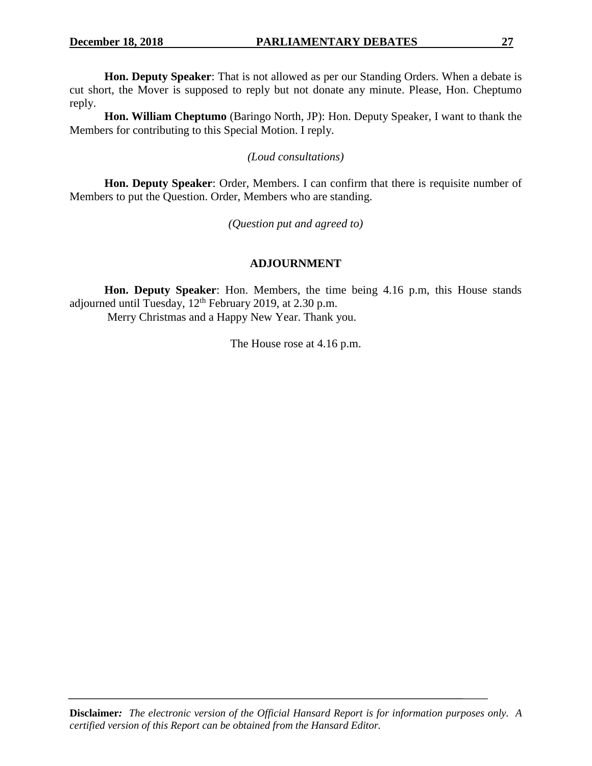**Hon. Deputy Speaker**: That is not allowed as per our Standing Orders. When a debate is cut short, the Mover is supposed to reply but not donate any minute. Please, Hon. Cheptumo reply.

**Hon. William Cheptumo** (Baringo North, JP): Hon. Deputy Speaker, I want to thank the Members for contributing to this Special Motion. I reply.

*(Loud consultations)*

**Hon. Deputy Speaker**: Order, Members. I can confirm that there is requisite number of Members to put the Question. Order, Members who are standing.

*(Question put and agreed to)*

## ADJOURNMENT

**Hon. Deputy Speaker**: Hon. Members, the time being 4.16 p.m, this House stands adjourned until Tuesday, 12th February 2019, at 2.30 p.m.

Merry Christmas and a Happy New Year. Thank you.

The House rose at 4.16 p.m.

**Disclaimer***: The electronic version of the Official Hansard Report is for information purposes only. A certified version of this Report can be obtained from the Hansard Editor.*